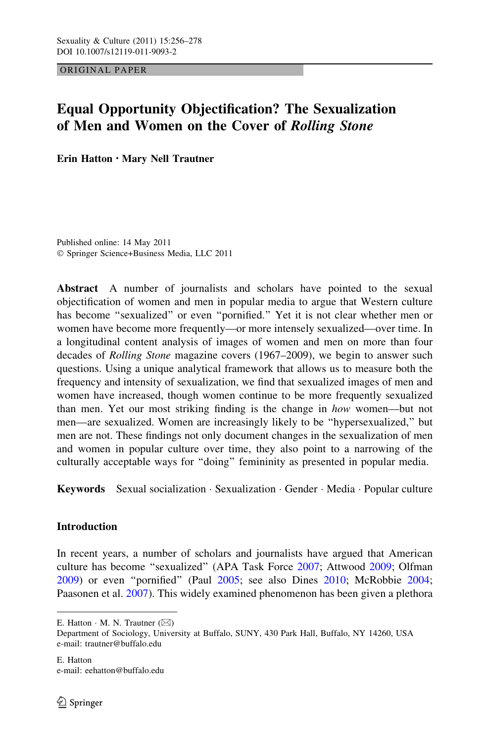ORIGINAL PAPER

# Equal Opportunity Objectification? The Sexualization of Men and Women on the Cover of *Rolling Stone*

**Erin Hatton · Mary Nell Trautner**

Published online: 14 May 2011
© Springer Science+Business Media, LLC 2011

**Abstract** A number of journalists and scholars have pointed to the sexual objectification of women and men in popular media to argue that Western culture has become "sexualized" or even "pornified." Yet it is not clear whether men or women have become more frequently—or more intensely sexualized—over time. In a longitudinal content analysis of images of women and men on more than four decades of *Rolling Stone* magazine covers (1967–2009), we begin to answer such questions. Using a unique analytical framework that allows us to measure both the frequency and intensity of sexualization, we find that sexualized images of men and women have increased, though women continue to be more frequently sexualized than men. Yet our most striking finding is the change in *how* women—but not men—are sexualized. Women are increasingly likely to be "hypersexualized," but men are not. These findings not only document changes in the sexualization of men and women in popular culture over time, they also point to a narrowing of the culturally acceptable ways for "doing" femininity as presented in popular media.

**Keywords** Sexual socialization · Sexualization · Gender · Media · Popular culture

## Introduction

In recent years, a number of scholars and journalists have argued that American culture has become "sexualized" (APA Task Force 2007; Attwood 2009; Olfman 2009) or even "pornified" (Paul 2005; see also Dines 2010; McRobbie 2004; Paasonen et al. 2007). This widely examined phenomenon has been given a plethora

E. Hatton · M. N. Trautner (✉)
Department of Sociology, University at Buffalo, SUNY, 430 Park Hall, Buffalo, NY 14260, USA
e-mail: trautner@buffalo.edu

E. Hatton
e-mail: eehatton@buffalo.edu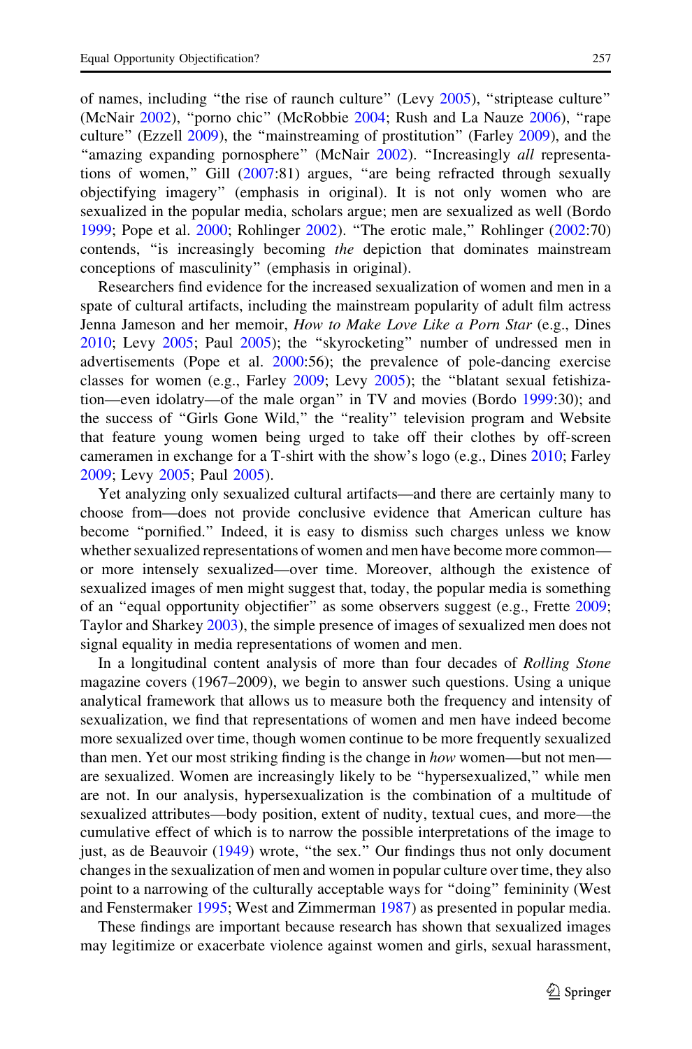of names, including "the rise of raunch culture" (Levy 2005), "striptease culture" (McNair 2002), "porno chic" (McRobbie 2004; Rush and La Nauze 2006), "rape culture" (Ezzell 2009), the "mainstreaming of prostitution" (Farley 2009), and the "amazing expanding pornosphere" (McNair 2002). "Increasingly *all* representations of women," Gill (2007:81) argues, "are being refracted through sexually objectifying imagery" (emphasis in original). It is not only women who are sexualized in the popular media, scholars argue; men are sexualized as well (Bordo 1999; Pope et al. 2000; Rohlinger 2002). "The erotic male," Rohlinger (2002:70) contends, "is increasingly becoming *the* depiction that dominates mainstream conceptions of masculinity" (emphasis in original).

Researchers find evidence for the increased sexualization of women and men in a spate of cultural artifacts, including the mainstream popularity of adult film actress Jenna Jameson and her memoir, *How to Make Love Like a Porn Star* (e.g., Dines 2010; Levy 2005; Paul 2005); the "skyrocketing" number of undressed men in advertisements (Pope et al. 2000:56); the prevalence of pole-dancing exercise classes for women (e.g., Farley 2009; Levy 2005); the "blatant sexual fetishization—even idolatry—of the male organ" in TV and movies (Bordo 1999:30); and the success of "Girls Gone Wild," the "reality" television program and Website that feature young women being urged to take off their clothes by off-screen cameramen in exchange for a T-shirt with the show's logo (e.g., Dines 2010; Farley 2009; Levy 2005; Paul 2005).

Yet analyzing only sexualized cultural artifacts—and there are certainly many to choose from—does not provide conclusive evidence that American culture has become "pornified." Indeed, it is easy to dismiss such charges unless we know whether sexualized representations of women and men have become more common—or more intensely sexualized—over time. Moreover, although the existence of sexualized images of men might suggest that, today, the popular media is something of an "equal opportunity objectifier" as some observers suggest (e.g., Frette 2009; Taylor and Sharkey 2003), the simple presence of images of sexualized men does not signal equality in media representations of women and men.

In a longitudinal content analysis of more than four decades of *Rolling Stone* magazine covers (1967–2009), we begin to answer such questions. Using a unique analytical framework that allows us to measure both the frequency and intensity of sexualization, we find that representations of women and men have indeed become more sexualized over time, though women continue to be more frequently sexualized than men. Yet our most striking finding is the change in *how* women—but not men—are sexualized. Women are increasingly likely to be "hypersexualized," while men are not. In our analysis, hypersexualization is the combination of a multitude of sexualized attributes—body position, extent of nudity, textual cues, and more—the cumulative effect of which is to narrow the possible interpretations of the image to just, as de Beauvoir (1949) wrote, "the sex." Our findings thus not only document changes in the sexualization of men and women in popular culture over time, they also point to a narrowing of the culturally acceptable ways for "doing" femininity (West and Fenstermaker 1995; West and Zimmerman 1987) as presented in popular media.

These findings are important because research has shown that sexualized images may legitimize or exacerbate violence against women and girls, sexual harassment,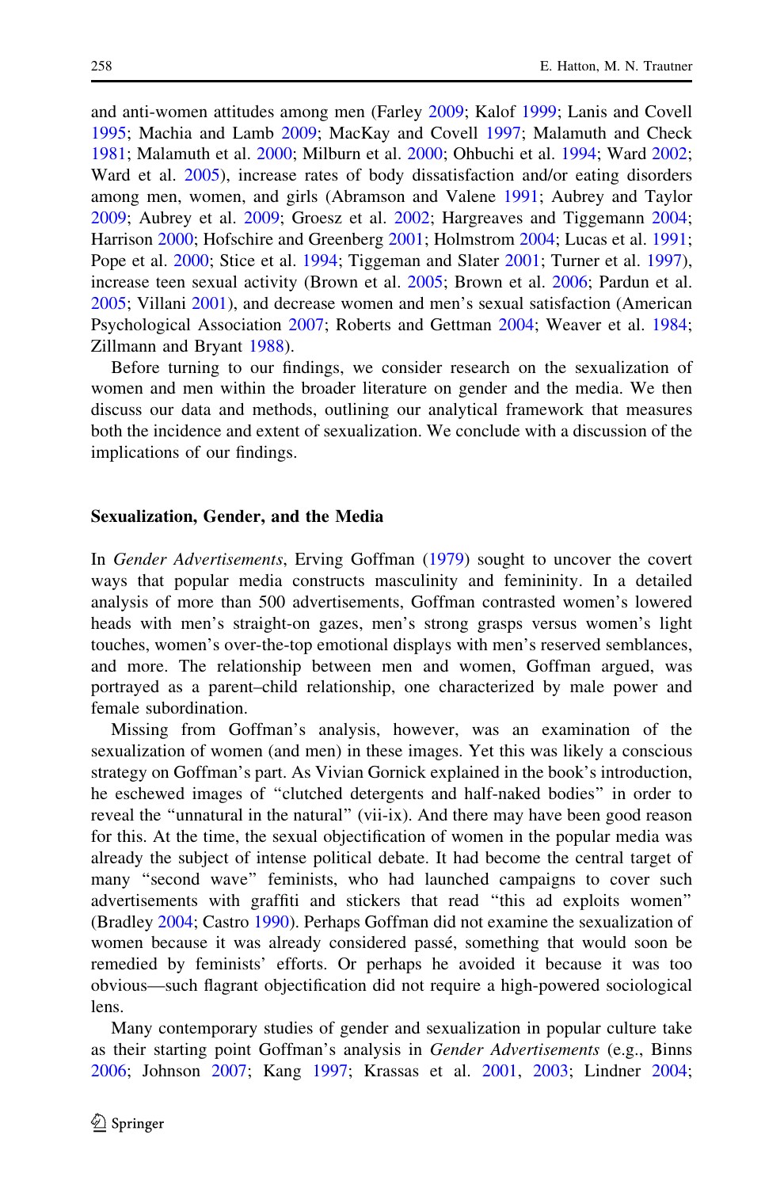and anti-women attitudes among men (Farley 2009; Kalof 1999; Lanis and Covell 1995; Machia and Lamb 2009; MacKay and Covell 1997; Malamuth and Check 1981; Malamuth et al. 2000; Milburn et al. 2000; Ohbuchi et al. 1994; Ward 2002; Ward et al. 2005), increase rates of body dissatisfaction and/or eating disorders among men, women, and girls (Abramson and Valene 1991; Aubrey and Taylor 2009; Aubrey et al. 2009; Groesz et al. 2002; Hargreaves and Tiggemann 2004; Harrison 2000; Hofschire and Greenberg 2001; Holmstrom 2004; Lucas et al. 1991; Pope et al. 2000; Stice et al. 1994; Tiggeman and Slater 2001; Turner et al. 1997), increase teen sexual activity (Brown et al. 2005; Brown et al. 2006; Pardun et al. 2005; Villani 2001), and decrease women and men's sexual satisfaction (American Psychological Association 2007; Roberts and Gettman 2004; Weaver et al. 1984; Zillmann and Bryant 1988).

Before turning to our findings, we consider research on the sexualization of women and men within the broader literature on gender and the media. We then discuss our data and methods, outlining our analytical framework that measures both the incidence and extent of sexualization. We conclude with a discussion of the implications of our findings.

## Sexualization, Gender, and the Media

In *Gender Advertisements*, Erving Goffman (1979) sought to uncover the covert ways that popular media constructs masculinity and femininity. In a detailed analysis of more than 500 advertisements, Goffman contrasted women's lowered heads with men's straight-on gazes, men's strong grasps versus women's light touches, women's over-the-top emotional displays with men's reserved semblances, and more. The relationship between men and women, Goffman argued, was portrayed as a parent–child relationship, one characterized by male power and female subordination.

Missing from Goffman's analysis, however, was an examination of the sexualization of women (and men) in these images. Yet this was likely a conscious strategy on Goffman's part. As Vivian Gornick explained in the book's introduction, he eschewed images of "clutched detergents and half-naked bodies" in order to reveal the "unnatural in the natural" (vii-ix). And there may have been good reason for this. At the time, the sexual objectification of women in the popular media was already the subject of intense political debate. It had become the central target of many "second wave" feminists, who had launched campaigns to cover such advertisements with graffiti and stickers that read "this ad exploits women" (Bradley 2004; Castro 1990). Perhaps Goffman did not examine the sexualization of women because it was already considered passé, something that would soon be remedied by feminists' efforts. Or perhaps he avoided it because it was too obvious—such flagrant objectification did not require a high-powered sociological lens.

Many contemporary studies of gender and sexualization in popular culture take as their starting point Goffman's analysis in *Gender Advertisements* (e.g., Binns 2006; Johnson 2007; Kang 1997; Krassas et al. 2001, 2003; Lindner 2004;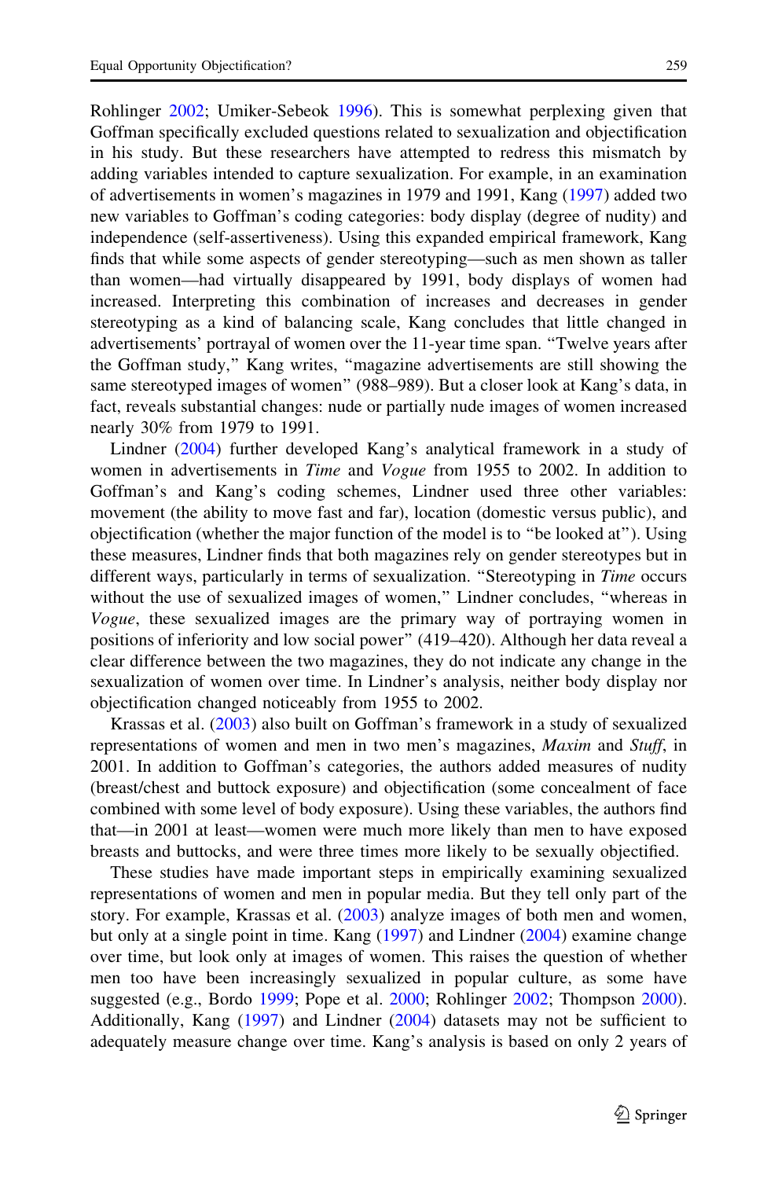Rohlinger 2002; Umiker-Sebeok 1996). This is somewhat perplexing given that Goffman specifically excluded questions related to sexualization and objectification in his study. But these researchers have attempted to redress this mismatch by adding variables intended to capture sexualization. For example, in an examination of advertisements in women's magazines in 1979 and 1991, Kang (1997) added two new variables to Goffman's coding categories: body display (degree of nudity) and independence (self-assertiveness). Using this expanded empirical framework, Kang finds that while some aspects of gender stereotyping—such as men shown as taller than women—had virtually disappeared by 1991, body displays of women had increased. Interpreting this combination of increases and decreases in gender stereotyping as a kind of balancing scale, Kang concludes that little changed in advertisements' portrayal of women over the 11-year time span. "Twelve years after the Goffman study," Kang writes, "magazine advertisements are still showing the same stereotyped images of women" (988–989). But a closer look at Kang's data, in fact, reveals substantial changes: nude or partially nude images of women increased nearly 30% from 1979 to 1991.

Lindner (2004) further developed Kang's analytical framework in a study of women in advertisements in *Time* and *Vogue* from 1955 to 2002. In addition to Goffman's and Kang's coding schemes, Lindner used three other variables: movement (the ability to move fast and far), location (domestic versus public), and objectification (whether the major function of the model is to "be looked at"). Using these measures, Lindner finds that both magazines rely on gender stereotypes but in different ways, particularly in terms of sexualization. "Stereotyping in *Time* occurs without the use of sexualized images of women," Lindner concludes, "whereas in *Vogue*, these sexualized images are the primary way of portraying women in positions of inferiority and low social power" (419–420). Although her data reveal a clear difference between the two magazines, they do not indicate any change in the sexualization of women over time. In Lindner's analysis, neither body display nor objectification changed noticeably from 1955 to 2002.

Krassas et al. (2003) also built on Goffman's framework in a study of sexualized representations of women and men in two men's magazines, *Maxim* and *Stuff*, in 2001. In addition to Goffman's categories, the authors added measures of nudity (breast/chest and buttock exposure) and objectification (some concealment of face combined with some level of body exposure). Using these variables, the authors find that—in 2001 at least—women were much more likely than men to have exposed breasts and buttocks, and were three times more likely to be sexually objectified.

These studies have made important steps in empirically examining sexualized representations of women and men in popular media. But they tell only part of the story. For example, Krassas et al. (2003) analyze images of both men and women, but only at a single point in time. Kang (1997) and Lindner (2004) examine change over time, but look only at images of women. This raises the question of whether men too have been increasingly sexualized in popular culture, as some have suggested (e.g., Bordo 1999; Pope et al. 2000; Rohlinger 2002; Thompson 2000). Additionally, Kang (1997) and Lindner (2004) datasets may not be sufficient to adequately measure change over time. Kang's analysis is based on only 2 years of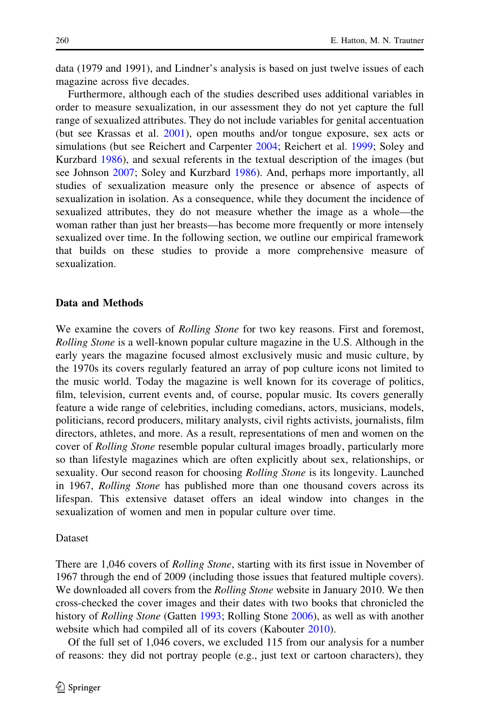data (1979 and 1991), and Lindner's analysis is based on just twelve issues of each magazine across five decades.

Furthermore, although each of the studies described uses additional variables in order to measure sexualization, in our assessment they do not yet capture the full range of sexualized attributes. They do not include variables for genital accentuation (but see Krassas et al. 2001), open mouths and/or tongue exposure, sex acts or simulations (but see Reichert and Carpenter 2004; Reichert et al. 1999; Soley and Kurzbard 1986), and sexual referents in the textual description of the images (but see Johnson 2007; Soley and Kurzbard 1986). And, perhaps more importantly, all studies of sexualization measure only the presence or absence of aspects of sexualization in isolation. As a consequence, while they document the incidence of sexualized attributes, they do not measure whether the image as a whole—the woman rather than just her breasts—has become more frequently or more intensely sexualized over time. In the following section, we outline our empirical framework that builds on these studies to provide a more comprehensive measure of sexualization.

## Data and Methods

We examine the covers of *Rolling Stone* for two key reasons. First and foremost, *Rolling Stone* is a well-known popular culture magazine in the U.S. Although in the early years the magazine focused almost exclusively music and music culture, by the 1970s its covers regularly featured an array of pop culture icons not limited to the music world. Today the magazine is well known for its coverage of politics, film, television, current events and, of course, popular music. Its covers generally feature a wide range of celebrities, including comedians, actors, musicians, models, politicians, record producers, military analysts, civil rights activists, journalists, film directors, athletes, and more. As a result, representations of men and women on the cover of *Rolling Stone* resemble popular cultural images broadly, particularly more so than lifestyle magazines which are often explicitly about sex, relationships, or sexuality. Our second reason for choosing *Rolling Stone* is its longevity. Launched in 1967, *Rolling Stone* has published more than one thousand covers across its lifespan. This extensive dataset offers an ideal window into changes in the sexualization of women and men in popular culture over time.

### Dataset

There are 1,046 covers of *Rolling Stone*, starting with its first issue in November of 1967 through the end of 2009 (including those issues that featured multiple covers). We downloaded all covers from the *Rolling Stone* website in January 2010. We then cross-checked the cover images and their dates with two books that chronicled the history of *Rolling Stone* (Gatten 1993; Rolling Stone 2006), as well as with another website which had compiled all of its covers (Kabouter 2010).

Of the full set of 1,046 covers, we excluded 115 from our analysis for a number of reasons: they did not portray people (e.g., just text or cartoon characters), they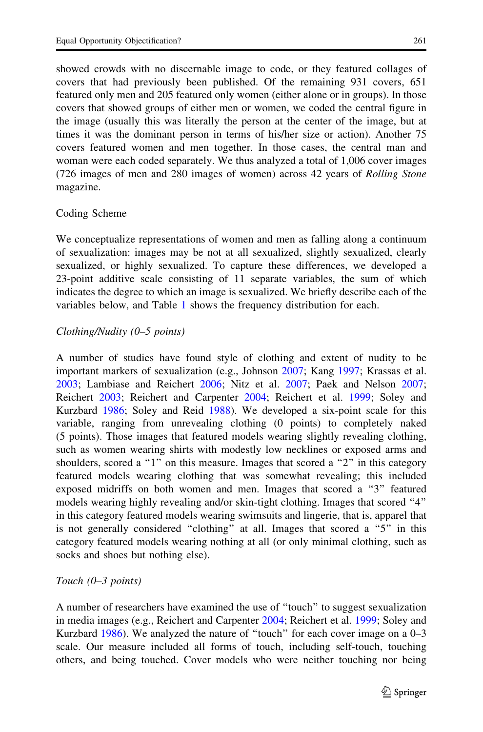showed crowds with no discernable image to code, or they featured collages of covers that had previously been published. Of the remaining 931 covers, 651 featured only men and 205 featured only women (either alone or in groups). In those covers that showed groups of either men or women, we coded the central figure in the image (usually this was literally the person at the center of the image, but at times it was the dominant person in terms of his/her size or action). Another 75 covers featured women and men together. In those cases, the central man and woman were each coded separately. We thus analyzed a total of 1,006 cover images (726 images of men and 280 images of women) across 42 years of *Rolling Stone* magazine.

## Coding Scheme

We conceptualize representations of women and men as falling along a continuum of sexualization: images may be not at all sexualized, slightly sexualized, clearly sexualized, or highly sexualized. To capture these differences, we developed a 23-point additive scale consisting of 11 separate variables, the sum of which indicates the degree to which an image is sexualized. We briefly describe each of the variables below, and Table 1 shows the frequency distribution for each.

### *Clothing/Nudity (0–5 points)*

A number of studies have found style of clothing and extent of nudity to be important markers of sexualization (e.g., Johnson 2007; Kang 1997; Krassas et al. 2003; Lambiase and Reichert 2006; Nitz et al. 2007; Paek and Nelson 2007; Reichert 2003; Reichert and Carpenter 2004; Reichert et al. 1999; Soley and Kurzbard 1986; Soley and Reid 1988). We developed a six-point scale for this variable, ranging from unrevealing clothing (0 points) to completely naked (5 points). Those images that featured models wearing slightly revealing clothing, such as women wearing shirts with modestly low necklines or exposed arms and shoulders, scored a "1" on this measure. Images that scored a "2" in this category featured models wearing clothing that was somewhat revealing; this included exposed midriffs on both women and men. Images that scored a "3" featured models wearing highly revealing and/or skin-tight clothing. Images that scored "4" in this category featured models wearing swimsuits and lingerie, that is, apparel that is not generally considered "clothing" at all. Images that scored a "5" in this category featured models wearing nothing at all (or only minimal clothing, such as socks and shoes but nothing else).

### *Touch (0–3 points)*

A number of researchers have examined the use of "touch" to suggest sexualization in media images (e.g., Reichert and Carpenter 2004; Reichert et al. 1999; Soley and Kurzbard 1986). We analyzed the nature of "touch" for each cover image on a 0–3 scale. Our measure included all forms of touch, including self-touch, touching others, and being touched. Cover models who were neither touching nor being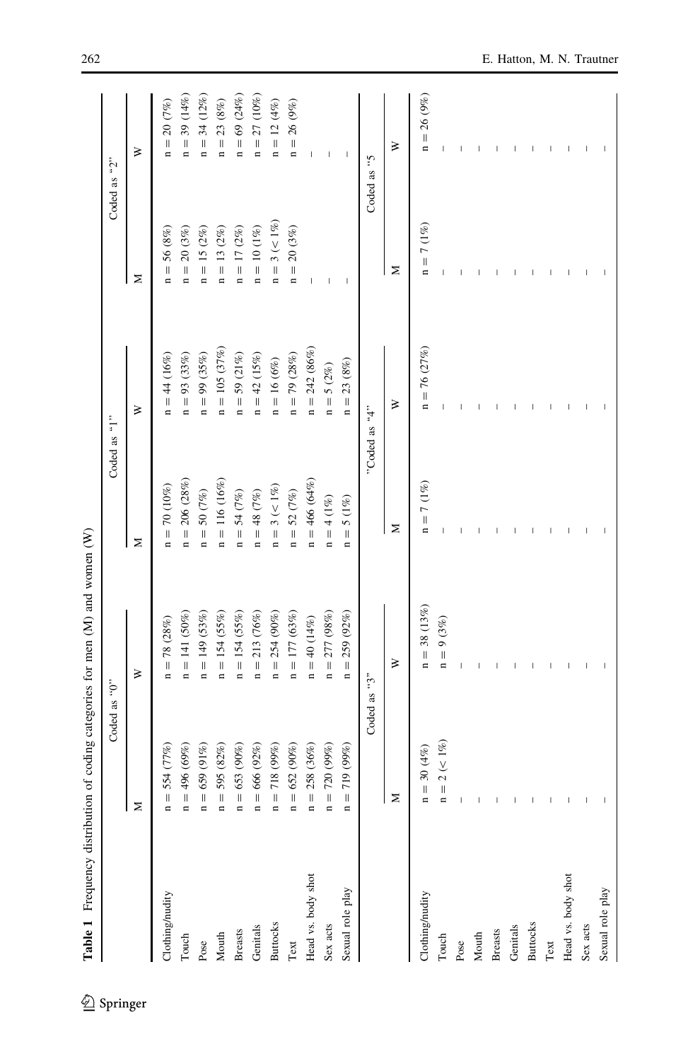**Table 1** Frequency distribution of coding categories for men (M) and women (W)

| | Coded as "0" | | Coded as "1" | | Coded as "2" | |
|---|---|---|---|---|---|---|
| | M | W | M | W | M | W |
| Clothing/nudity | n = 554 (77%) | n = 78 (28%) | n = 70 (10%) | n = 44 (16%) | n = 56 (8%) | n = 20 (7%) |
| Touch | n = 496 (69%) | n = 141 (50%) | n = 206 (28%) | n = 93 (33%) | n = 20 (3%) | n = 39 (14%) |
| Pose | n = 659 (91%) | n = 149 (53%) | n = 50 (7%) | n = 99 (35%) | n = 15 (2%) | n = 34 (12%) |
| Mouth | n = 595 (82%) | n = 154 (55%) | n = 116 (16%) | n = 105 (37%) | n = 13 (2%) | n = 23 (8%) |
| Breasts | n = 653 (90%) | n = 154 (55%) | n = 54 (7%) | n = 59 (21%) | n = 17 (2%) | n = 69 (24%) |
| Genitals | n = 666 (92%) | n = 213 (76%) | n = 48 (7%) | n = 42 (15%) | n = 10 (1%) | n = 27 (10%) |
| Buttocks | n = 718 (99%) | n = 254 (90%) | n = 3 (< 1%) | n = 16 (6%) | n = 3 (< 1%) | n = 12 (4%) |
| Text | n = 652 (90%) | n = 177 (63%) | n = 52 (7%) | n = 79 (28%) | n = 20 (3%) | n = 26 (9%) |
| Head vs. body shot | n = 258 (36%) | n = 40 (14%) | n = 466 (64%) | n = 242 (86%) | – | – |
| Sex acts | n = 720 (99%) | n = 277 (98%) | n = 4 (1%) | n = 5 (2%) | – | – |
| Sexual role play | n = 719 (99%) | n = 259 (92%) | n = 5 (1%) | n = 23 (8%) | – | – |
| | **Coded as "3"** | | **"Coded as "4"** | | **Coded as "5** | |
| | M | W | M | W | M | W |
| Clothing/nudity | n = 30 (4%) | n = 38 (13%) | n = 7 (1%) | n = 76 (27%) | n = 7 (1%) | n = 26 (9%) |
| Touch | n = 2 (< 1%) | n = 9 (3%) | – | – | – | – |
| Pose | – | – | – | – | – | – |
| Mouth | – | – | – | – | – | – |
| Breasts | – | – | – | – | – | – |
| Genitals | – | – | – | – | – | – |
| Buttocks | – | – | – | – | – | – |
| Text | – | – | – | – | – | – |
| Head vs. body shot | – | – | – | – | – | – |
| Sex acts | – | – | – | – | – | – |
| Sexual role play | – | – | – | – | – | – |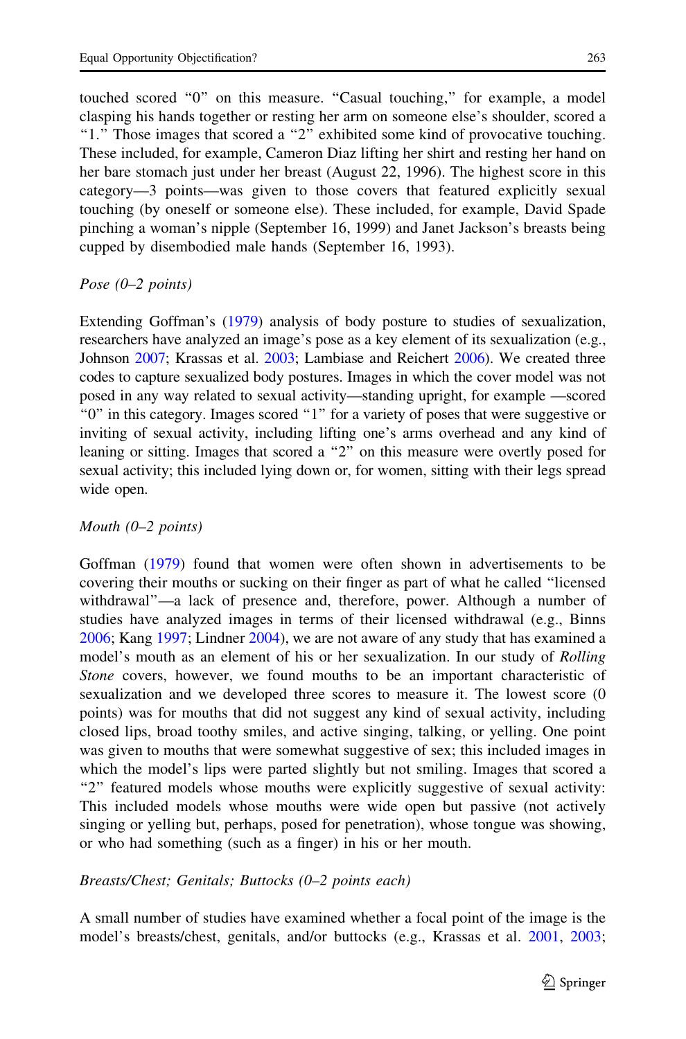touched scored "0" on this measure. "Casual touching," for example, a model clasping his hands together or resting her arm on someone else's shoulder, scored a "1." Those images that scored a "2" exhibited some kind of provocative touching. These included, for example, Cameron Diaz lifting her shirt and resting her hand on her bare stomach just under her breast (August 22, 1996). The highest score in this category—3 points—was given to those covers that featured explicitly sexual touching (by oneself or someone else). These included, for example, David Spade pinching a woman's nipple (September 16, 1999) and Janet Jackson's breasts being cupped by disembodied male hands (September 16, 1993).

*Pose (0–2 points)*

Extending Goffman's (1979) analysis of body posture to studies of sexualization, researchers have analyzed an image's pose as a key element of its sexualization (e.g., Johnson 2007; Krassas et al. 2003; Lambiase and Reichert 2006). We created three codes to capture sexualized body postures. Images in which the cover model was not posed in any way related to sexual activity—standing upright, for example —scored "0" in this category. Images scored "1" for a variety of poses that were suggestive or inviting of sexual activity, including lifting one's arms overhead and any kind of leaning or sitting. Images that scored a "2" on this measure were overtly posed for sexual activity; this included lying down or, for women, sitting with their legs spread wide open.

*Mouth (0–2 points)*

Goffman (1979) found that women were often shown in advertisements to be covering their mouths or sucking on their finger as part of what he called "licensed withdrawal"—a lack of presence and, therefore, power. Although a number of studies have analyzed images in terms of their licensed withdrawal (e.g., Binns 2006; Kang 1997; Lindner 2004), we are not aware of any study that has examined a model's mouth as an element of his or her sexualization. In our study of *Rolling Stone* covers, however, we found mouths to be an important characteristic of sexualization and we developed three scores to measure it. The lowest score (0 points) was for mouths that did not suggest any kind of sexual activity, including closed lips, broad toothy smiles, and active singing, talking, or yelling. One point was given to mouths that were somewhat suggestive of sex; this included images in which the model's lips were parted slightly but not smiling. Images that scored a "2" featured models whose mouths were explicitly suggestive of sexual activity: This included models whose mouths were wide open but passive (not actively singing or yelling but, perhaps, posed for penetration), whose tongue was showing, or who had something (such as a finger) in his or her mouth.

*Breasts/Chest; Genitals; Buttocks (0–2 points each)*

A small number of studies have examined whether a focal point of the image is the model's breasts/chest, genitals, and/or buttocks (e.g., Krassas et al. 2001, 2003;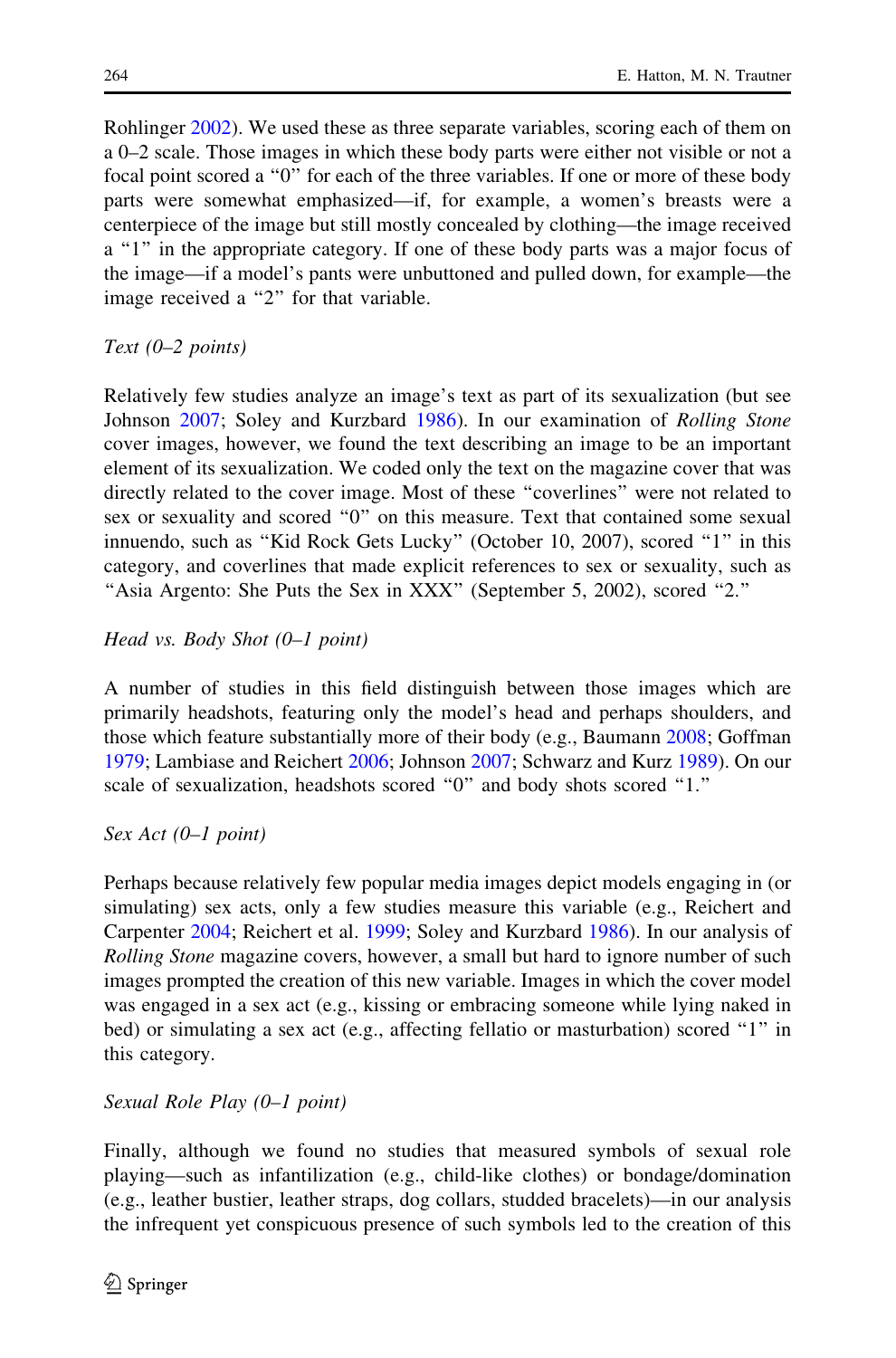Rohlinger 2002). We used these as three separate variables, scoring each of them on a 0–2 scale. Those images in which these body parts were either not visible or not a focal point scored a "0" for each of the three variables. If one or more of these body parts were somewhat emphasized—if, for example, a women's breasts were a centerpiece of the image but still mostly concealed by clothing—the image received a "1" in the appropriate category. If one of these body parts was a major focus of the image—if a model's pants were unbuttoned and pulled down, for example—the image received a "2" for that variable.

*Text (0–2 points)*

Relatively few studies analyze an image's text as part of its sexualization (but see Johnson 2007; Soley and Kurzbard 1986). In our examination of *Rolling Stone* cover images, however, we found the text describing an image to be an important element of its sexualization. We coded only the text on the magazine cover that was directly related to the cover image. Most of these "coverlines" were not related to sex or sexuality and scored "0" on this measure. Text that contained some sexual innuendo, such as "Kid Rock Gets Lucky" (October 10, 2007), scored "1" in this category, and coverlines that made explicit references to sex or sexuality, such as "Asia Argento: She Puts the Sex in XXX" (September 5, 2002), scored "2."

*Head vs. Body Shot (0–1 point)*

A number of studies in this field distinguish between those images which are primarily headshots, featuring only the model's head and perhaps shoulders, and those which feature substantially more of their body (e.g., Baumann 2008; Goffman 1979; Lambiase and Reichert 2006; Johnson 2007; Schwarz and Kurz 1989). On our scale of sexualization, headshots scored "0" and body shots scored "1."

*Sex Act (0–1 point)*

Perhaps because relatively few popular media images depict models engaging in (or simulating) sex acts, only a few studies measure this variable (e.g., Reichert and Carpenter 2004; Reichert et al. 1999; Soley and Kurzbard 1986). In our analysis of *Rolling Stone* magazine covers, however, a small but hard to ignore number of such images prompted the creation of this new variable. Images in which the cover model was engaged in a sex act (e.g., kissing or embracing someone while lying naked in bed) or simulating a sex act (e.g., affecting fellatio or masturbation) scored "1" in this category.

*Sexual Role Play (0–1 point)*

Finally, although we found no studies that measured symbols of sexual role playing—such as infantilization (e.g., child-like clothes) or bondage/domination (e.g., leather bustier, leather straps, dog collars, studded bracelets)—in our analysis the infrequent yet conspicuous presence of such symbols led to the creation of this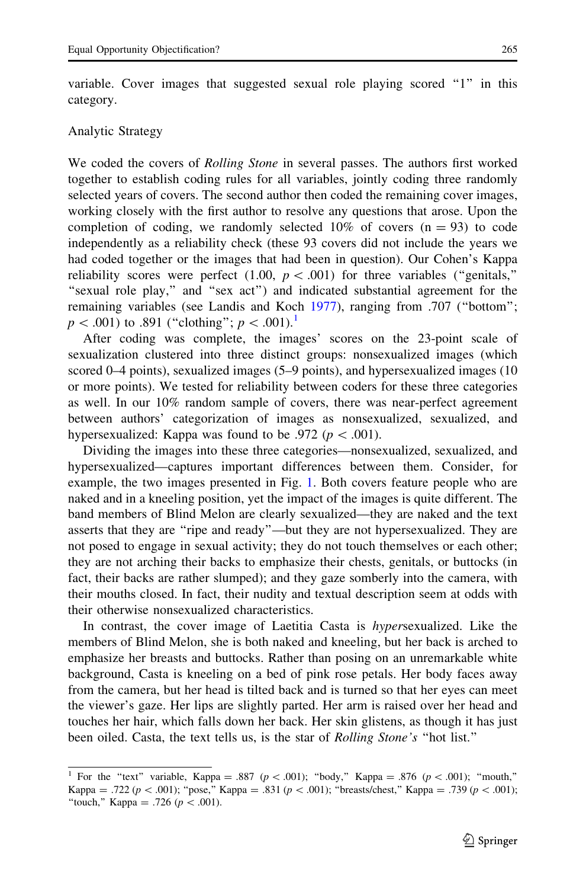variable. Cover images that suggested sexual role playing scored "1" in this category.

### Analytic Strategy

We coded the covers of *Rolling Stone* in several passes. The authors first worked together to establish coding rules for all variables, jointly coding three randomly selected years of covers. The second author then coded the remaining cover images, working closely with the first author to resolve any questions that arose. Upon the completion of coding, we randomly selected 10% of covers ($n = 93$) to code independently as a reliability check (these 93 covers did not include the years we had coded together or the images that had been in question). Our Cohen's Kappa reliability scores were perfect (1.00, $p < .001$) for three variables ("genitals," "sexual role play," and "sex act") and indicated substantial agreement for the remaining variables (see Landis and Koch 1977), ranging from .707 ("bottom"; $p < .001$) to .891 ("clothing"; $p < .001$).[1]

After coding was complete, the images' scores on the 23-point scale of sexualization clustered into three distinct groups: nonsexualized images (which scored 0–4 points), sexualized images (5–9 points), and hypersexualized images (10 or more points). We tested for reliability between coders for these three categories as well. In our 10% random sample of covers, there was near-perfect agreement between authors' categorization of images as nonsexualized, sexualized, and hypersexualized: Kappa was found to be .972 ($p < .001$).

Dividing the images into these three categories—nonsexualized, sexualized, and hypersexualized—captures important differences between them. Consider, for example, the two images presented in Fig. 1. Both covers feature people who are naked and in a kneeling position, yet the impact of the images is quite different. The band members of Blind Melon are clearly sexualized—they are naked and the text asserts that they are "ripe and ready"—but they are not hypersexualized. They are not posed to engage in sexual activity; they do not touch themselves or each other; they are not arching their backs to emphasize their chests, genitals, or buttocks (in fact, their backs are rather slumped); and they gaze somberly into the camera, with their mouths closed. In fact, their nudity and textual description seem at odds with their otherwise nonsexualized characteristics.

In contrast, the cover image of Laetitia Casta is *hyper*sexualized. Like the members of Blind Melon, she is both naked and kneeling, but her back is arched to emphasize her breasts and buttocks. Rather than posing on an unremarkable white background, Casta is kneeling on a bed of pink rose petals. Her body faces away from the camera, but her head is tilted back and is turned so that her eyes can meet the viewer's gaze. Her lips are slightly parted. Her arm is raised over her head and touches her hair, which falls down her back. Her skin glistens, as though it has just been oiled. Casta, the text tells us, is the star of *Rolling Stone's* "hot list."

---

[1] For the "text" variable, Kappa = .887 ($p < .001$); "body," Kappa = .876 ($p < .001$); "mouth," Kappa = .722 ($p < .001$); "pose," Kappa = .831 ($p < .001$); "breasts/chest," Kappa = .739 ($p < .001$); "touch," Kappa = .726 ($p < .001$).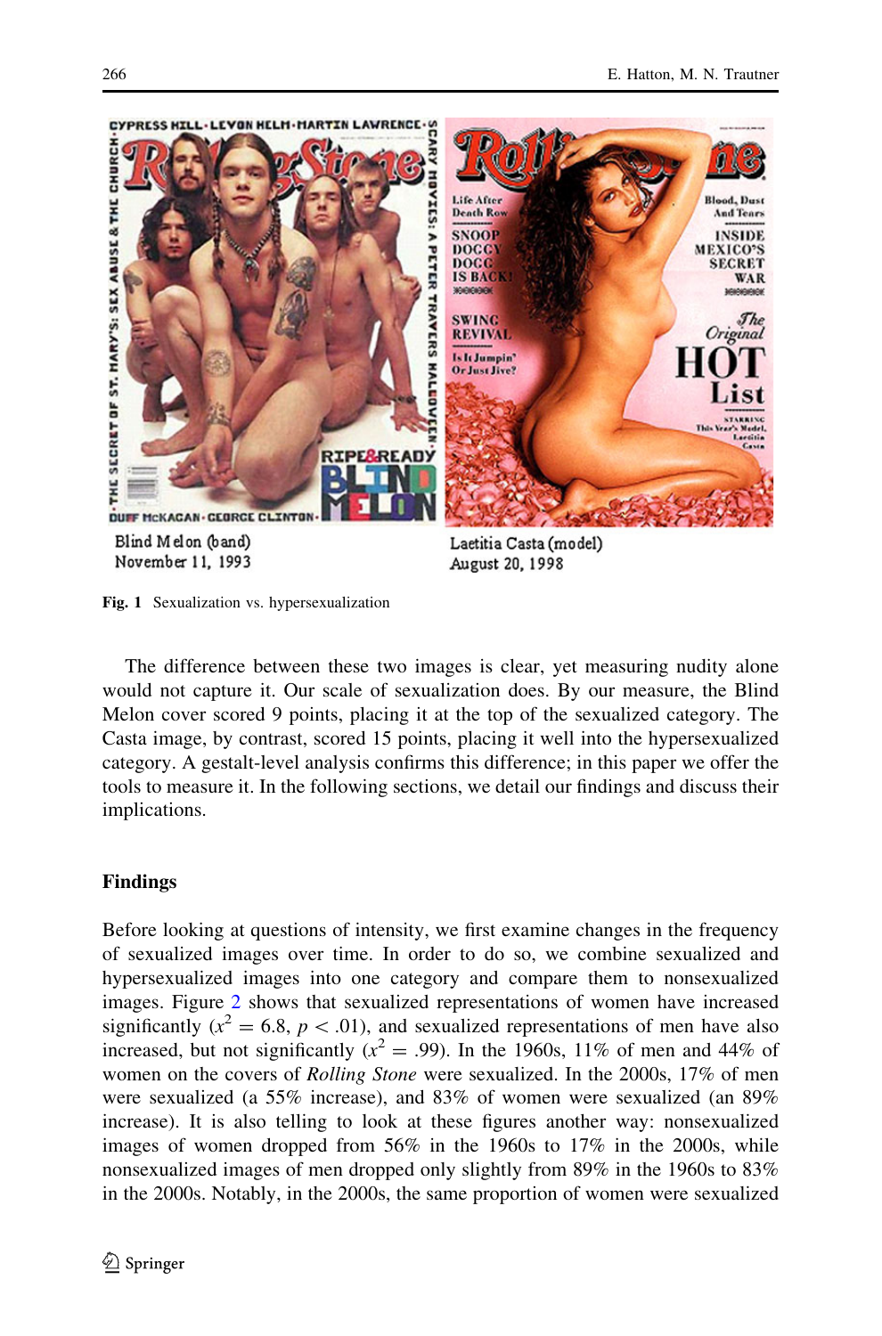Blind Melon (band)
November 11, 1993

Laetitia Casta (model)
August 20, 1998

**Fig. 1** Sexualization vs. hypersexualization

The difference between these two images is clear, yet measuring nudity alone would not capture it. Our scale of sexualization does. By our measure, the Blind Melon cover scored 9 points, placing it at the top of the sexualized category. The Casta image, by contrast, scored 15 points, placing it well into the hypersexualized category. A gestalt-level analysis confirms this difference; in this paper we offer the tools to measure it. In the following sections, we detail our findings and discuss their implications.

## Findings

Before looking at questions of intensity, we first examine changes in the frequency of sexualized images over time. In order to do so, we combine sexualized and hypersexualized images into one category and compare them to nonsexualized images. Figure 2 shows that sexualized representations of women have increased significantly ($x^2 = 6.8$, $p < .01$), and sexualized representations of men have also increased, but not significantly ($x^2 = .99$). In the 1960s, 11% of men and 44% of women on the covers of *Rolling Stone* were sexualized. In the 2000s, 17% of men were sexualized (a 55% increase), and 83% of women were sexualized (an 89% increase). It is also telling to look at these figures another way: nonsexualized images of women dropped from 56% in the 1960s to 17% in the 2000s, while nonsexualized images of men dropped only slightly from 89% in the 1960s to 83% in the 2000s. Notably, in the 2000s, the same proportion of women were sexualized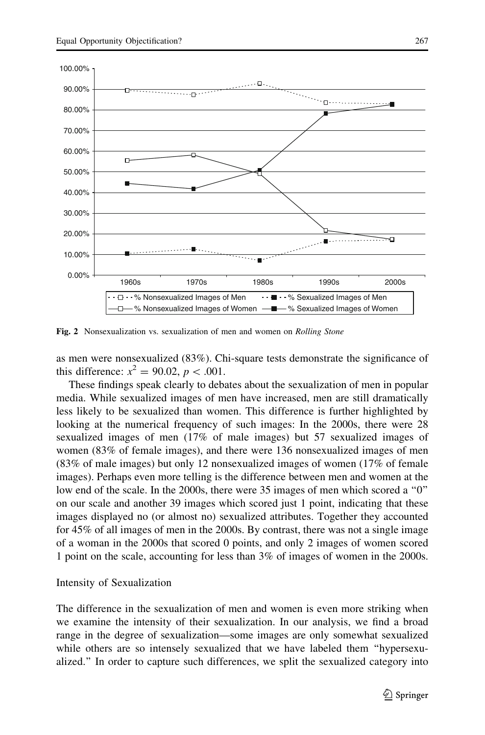Fig. 2 Nonsexualization vs. sexualization of men and women on *Rolling Stone*

as men were nonsexualized (83%). Chi-square tests demonstrate the significance of this difference: $x^2 = 90.02$, $p < .001$.

These findings speak clearly to debates about the sexualization of men in popular media. While sexualized images of men have increased, men are still dramatically less likely to be sexualized than women. This difference is further highlighted by looking at the numerical frequency of such images: In the 2000s, there were 28 sexualized images of men (17% of male images) but 57 sexualized images of women (83% of female images), and there were 136 nonsexualized images of men (83% of male images) but only 12 nonsexualized images of women (17% of female images). Perhaps even more telling is the difference between men and women at the low end of the scale. In the 2000s, there were 35 images of men which scored a "0" on our scale and another 39 images which scored just 1 point, indicating that these images displayed no (or almost no) sexualized attributes. Together they accounted for 45% of all images of men in the 2000s. By contrast, there was not a single image of a woman in the 2000s that scored 0 points, and only 2 images of women scored 1 point on the scale, accounting for less than 3% of images of women in the 2000s.

### Intensity of Sexualization

The difference in the sexualization of men and women is even more striking when we examine the intensity of their sexualization. In our analysis, we find a broad range in the degree of sexualization—some images are only somewhat sexualized while others are so intensely sexualized that we have labeled them "hypersexualized." In order to capture such differences, we split the sexualized category into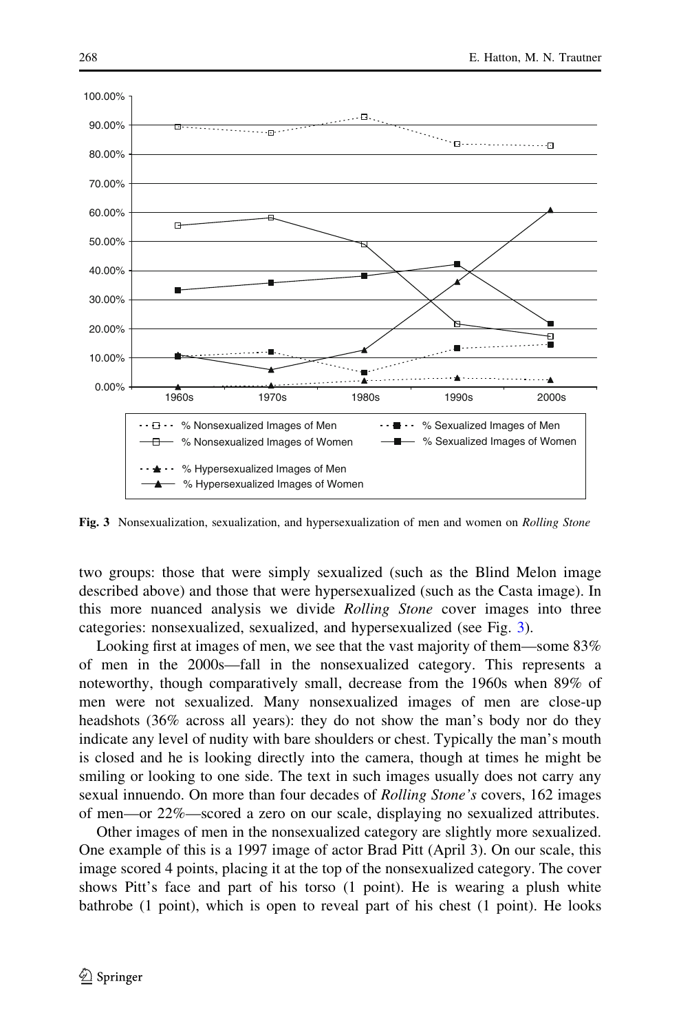Fig. 3 Nonsexualization, sexualization, and hypersexualization of men and women on *Rolling Stone*

two groups: those that were simply sexualized (such as the Blind Melon image described above) and those that were hypersexualized (such as the Casta image). In this more nuanced analysis we divide *Rolling Stone* cover images into three categories: nonsexualized, sexualized, and hypersexualized (see Fig. 3).

Looking first at images of men, we see that the vast majority of them—some 83% of men in the 2000s—fall in the nonsexualized category. This represents a noteworthy, though comparatively small, decrease from the 1960s when 89% of men were not sexualized. Many nonsexualized images of men are close-up headshots (36% across all years): they do not show the man's body nor do they indicate any level of nudity with bare shoulders or chest. Typically the man's mouth is closed and he is looking directly into the camera, though at times he might be smiling or looking to one side. The text in such images usually does not carry any sexual innuendo. On more than four decades of *Rolling Stone's* covers, 162 images of men—or 22%—scored a zero on our scale, displaying no sexualized attributes.

Other images of men in the nonsexualized category are slightly more sexualized. One example of this is a 1997 image of actor Brad Pitt (April 3). On our scale, this image scored 4 points, placing it at the top of the nonsexualized category. The cover shows Pitt's face and part of his torso (1 point). He is wearing a plush white bathrobe (1 point), which is open to reveal part of his chest (1 point). He looks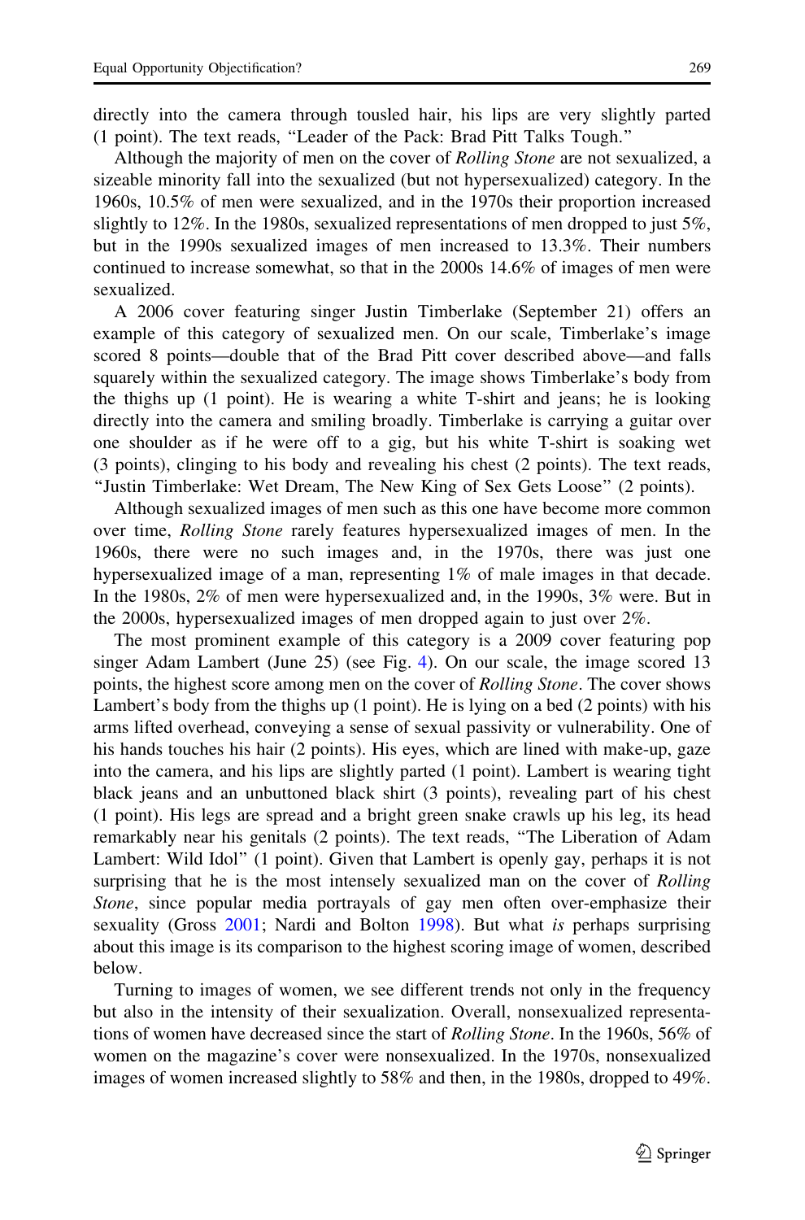directly into the camera through tousled hair, his lips are very slightly parted (1 point). The text reads, "Leader of the Pack: Brad Pitt Talks Tough."

Although the majority of men on the cover of *Rolling Stone* are not sexualized, a sizeable minority fall into the sexualized (but not hypersexualized) category. In the 1960s, 10.5% of men were sexualized, and in the 1970s their proportion increased slightly to 12%. In the 1980s, sexualized representations of men dropped to just 5%, but in the 1990s sexualized images of men increased to 13.3%. Their numbers continued to increase somewhat, so that in the 2000s 14.6% of images of men were sexualized.

A 2006 cover featuring singer Justin Timberlake (September 21) offers an example of this category of sexualized men. On our scale, Timberlake's image scored 8 points—double that of the Brad Pitt cover described above—and falls squarely within the sexualized category. The image shows Timberlake's body from the thighs up (1 point). He is wearing a white T-shirt and jeans; he is looking directly into the camera and smiling broadly. Timberlake is carrying a guitar over one shoulder as if he were off to a gig, but his white T-shirt is soaking wet (3 points), clinging to his body and revealing his chest (2 points). The text reads, "Justin Timberlake: Wet Dream, The New King of Sex Gets Loose" (2 points).

Although sexualized images of men such as this one have become more common over time, *Rolling Stone* rarely features hypersexualized images of men. In the 1960s, there were no such images and, in the 1970s, there was just one hypersexualized image of a man, representing 1% of male images in that decade. In the 1980s, 2% of men were hypersexualized and, in the 1990s, 3% were. But in the 2000s, hypersexualized images of men dropped again to just over 2%.

The most prominent example of this category is a 2009 cover featuring pop singer Adam Lambert (June 25) (see Fig. 4). On our scale, the image scored 13 points, the highest score among men on the cover of *Rolling Stone*. The cover shows Lambert's body from the thighs up (1 point). He is lying on a bed (2 points) with his arms lifted overhead, conveying a sense of sexual passivity or vulnerability. One of his hands touches his hair (2 points). His eyes, which are lined with make-up, gaze into the camera, and his lips are slightly parted (1 point). Lambert is wearing tight black jeans and an unbuttoned black shirt (3 points), revealing part of his chest (1 point). His legs are spread and a bright green snake crawls up his leg, its head remarkably near his genitals (2 points). The text reads, "The Liberation of Adam Lambert: Wild Idol" (1 point). Given that Lambert is openly gay, perhaps it is not surprising that he is the most intensely sexualized man on the cover of *Rolling Stone*, since popular media portrayals of gay men often over-emphasize their sexuality (Gross 2001; Nardi and Bolton 1998). But what *is* perhaps surprising about this image is its comparison to the highest scoring image of women, described below.

Turning to images of women, we see different trends not only in the frequency but also in the intensity of their sexualization. Overall, nonsexualized representations of women have decreased since the start of *Rolling Stone*. In the 1960s, 56% of women on the magazine's cover were nonsexualized. In the 1970s, nonsexualized images of women increased slightly to 58% and then, in the 1980s, dropped to 49%.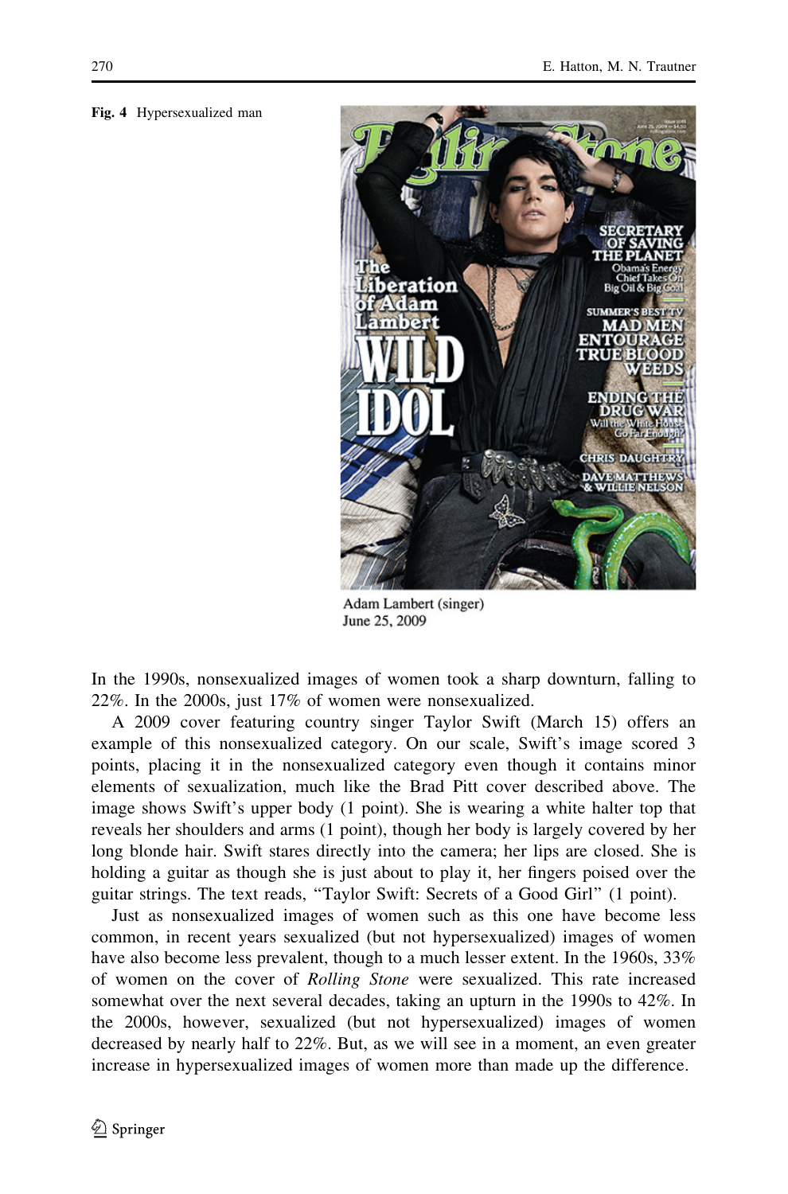**Fig. 4** Hypersexualized man

Adam Lambert (singer)
June 25, 2009

In the 1990s, nonsexualized images of women took a sharp downturn, falling to 22%. In the 2000s, just 17% of women were nonsexualized.

A 2009 cover featuring country singer Taylor Swift (March 15) offers an example of this nonsexualized category. On our scale, Swift's image scored 3 points, placing it in the nonsexualized category even though it contains minor elements of sexualization, much like the Brad Pitt cover described above. The image shows Swift's upper body (1 point). She is wearing a white halter top that reveals her shoulders and arms (1 point), though her body is largely covered by her long blonde hair. Swift stares directly into the camera; her lips are closed. She is holding a guitar as though she is just about to play it, her fingers poised over the guitar strings. The text reads, "Taylor Swift: Secrets of a Good Girl" (1 point).

Just as nonsexualized images of women such as this one have become less common, in recent years sexualized (but not hypersexualized) images of women have also become less prevalent, though to a much lesser extent. In the 1960s, 33% of women on the cover of *Rolling Stone* were sexualized. This rate increased somewhat over the next several decades, taking an upturn in the 1990s to 42%. In the 2000s, however, sexualized (but not hypersexualized) images of women decreased by nearly half to 22%. But, as we will see in a moment, an even greater increase in hypersexualized images of women more than made up the difference.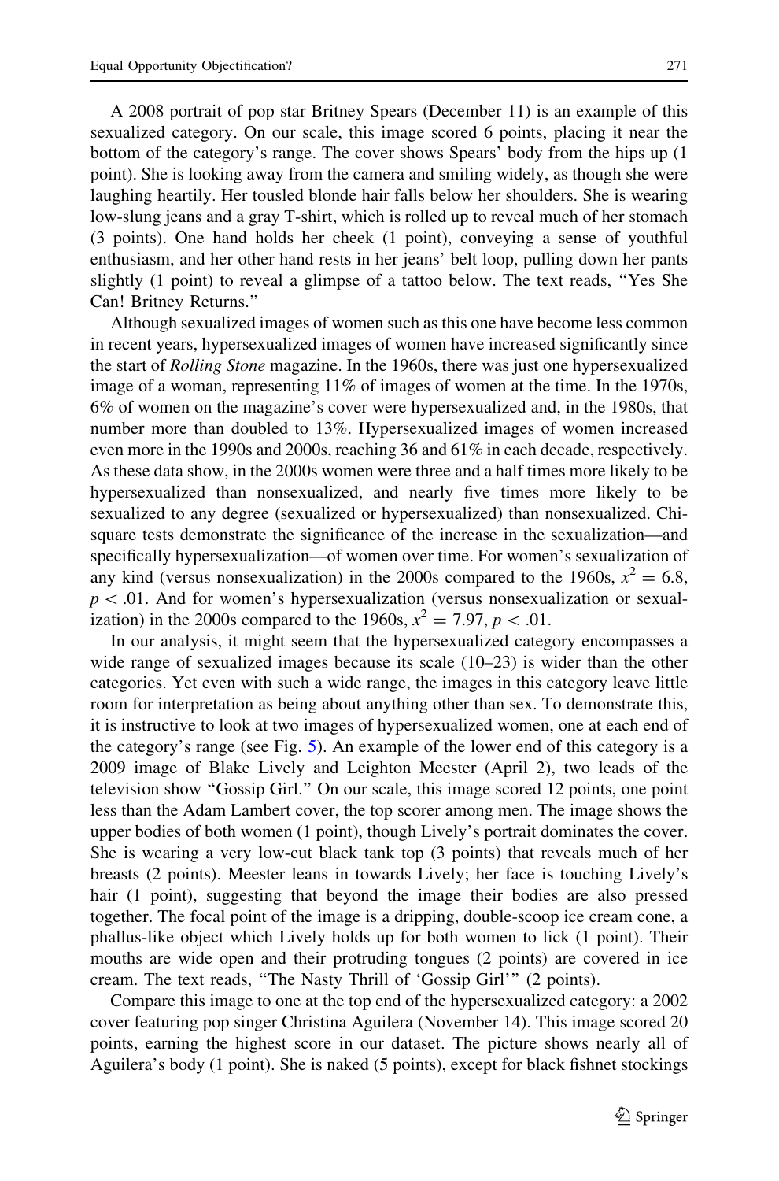A 2008 portrait of pop star Britney Spears (December 11) is an example of this sexualized category. On our scale, this image scored 6 points, placing it near the bottom of the category's range. The cover shows Spears' body from the hips up (1 point). She is looking away from the camera and smiling widely, as though she were laughing heartily. Her tousled blonde hair falls below her shoulders. She is wearing low-slung jeans and a gray T-shirt, which is rolled up to reveal much of her stomach (3 points). One hand holds her cheek (1 point), conveying a sense of youthful enthusiasm, and her other hand rests in her jeans' belt loop, pulling down her pants slightly (1 point) to reveal a glimpse of a tattoo below. The text reads, "Yes She Can! Britney Returns."

Although sexualized images of women such as this one have become less common in recent years, hypersexualized images of women have increased significantly since the start of *Rolling Stone* magazine. In the 1960s, there was just one hypersexualized image of a woman, representing 11% of images of women at the time. In the 1970s, 6% of women on the magazine's cover were hypersexualized and, in the 1980s, that number more than doubled to 13%. Hypersexualized images of women increased even more in the 1990s and 2000s, reaching 36 and 61% in each decade, respectively. As these data show, in the 2000s women were three and a half times more likely to be hypersexualized than nonsexualized, and nearly five times more likely to be sexualized to any degree (sexualized or hypersexualized) than nonsexualized. Chi-square tests demonstrate the significance of the increase in the sexualization—and specifically hypersexualization—of women over time. For women's sexualization of any kind (versus nonsexualization) in the 2000s compared to the 1960s, $x^2 = 6.8$, $p < .01$. And for women's hypersexualization (versus nonsexualization or sexualization) in the 2000s compared to the 1960s, $x^2 = 7.97$, $p < .01$.

In our analysis, it might seem that the hypersexualized category encompasses a wide range of sexualized images because its scale (10–23) is wider than the other categories. Yet even with such a wide range, the images in this category leave little room for interpretation as being about anything other than sex. To demonstrate this, it is instructive to look at two images of hypersexualized women, one at each end of the category's range (see Fig. 5). An example of the lower end of this category is a 2009 image of Blake Lively and Leighton Meester (April 2), two leads of the television show "Gossip Girl." On our scale, this image scored 12 points, one point less than the Adam Lambert cover, the top scorer among men. The image shows the upper bodies of both women (1 point), though Lively's portrait dominates the cover. She is wearing a very low-cut black tank top (3 points) that reveals much of her breasts (2 points). Meester leans in towards Lively; her face is touching Lively's hair (1 point), suggesting that beyond the image their bodies are also pressed together. The focal point of the image is a dripping, double-scoop ice cream cone, a phallus-like object which Lively holds up for both women to lick (1 point). Their mouths are wide open and their protruding tongues (2 points) are covered in ice cream. The text reads, "The Nasty Thrill of 'Gossip Girl'" (2 points).

Compare this image to one at the top end of the hypersexualized category: a 2002 cover featuring pop singer Christina Aguilera (November 14). This image scored 20 points, earning the highest score in our dataset. The picture shows nearly all of Aguilera's body (1 point). She is naked (5 points), except for black fishnet stockings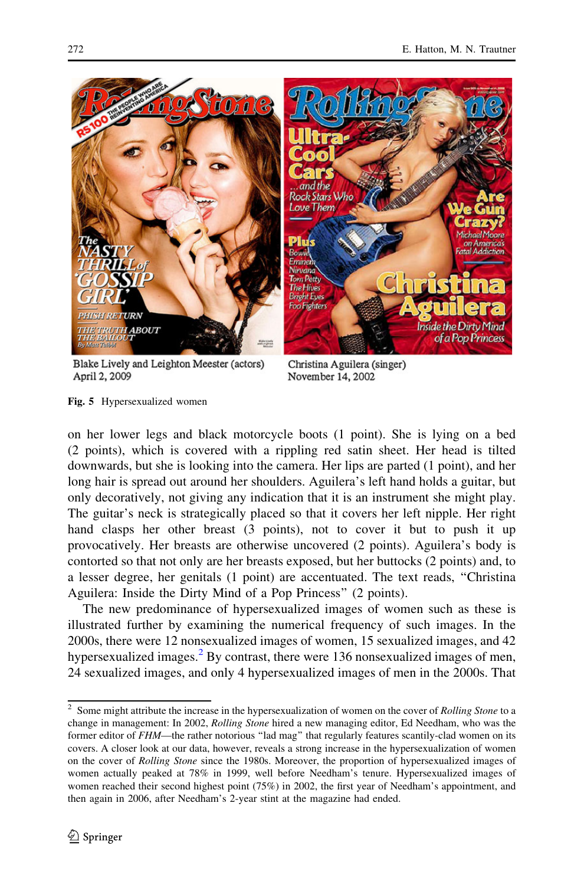Blake Lively and Leighton Meester (actors)
April 2, 2009

Christina Aguilera (singer)
November 14, 2002

**Fig. 5** Hypersexualized women

on her lower legs and black motorcycle boots (1 point). She is lying on a bed (2 points), which is covered with a rippling red satin sheet. Her head is tilted downwards, but she is looking into the camera. Her lips are parted (1 point), and her long hair is spread out around her shoulders. Aguilera's left hand holds a guitar, but only decoratively, not giving any indication that it is an instrument she might play. The guitar's neck is strategically placed so that it covers her left nipple. Her right hand clasps her other breast (3 points), not to cover it but to push it up provocatively. Her breasts are otherwise uncovered (2 points). Aguilera's body is contorted so that not only are her breasts exposed, but her buttocks (2 points) and, to a lesser degree, her genitals (1 point) are accentuated. The text reads, "Christina Aguilera: Inside the Dirty Mind of a Pop Princess" (2 points).

The new predominance of hypersexualized images of women such as these is illustrated further by examining the numerical frequency of such images. In the 2000s, there were 12 nonsexualized images of women, 15 sexualized images, and 42 hypersexualized images.[2] By contrast, there were 136 nonsexualized images of men, 24 sexualized images, and only 4 hypersexualized images of men in the 2000s. That

[2] Some might attribute the increase in the hypersexualization of women on the cover of *Rolling Stone* to a change in management: In 2002, *Rolling Stone* hired a new managing editor, Ed Needham, who was the former editor of *FHM*—the rather notorious "lad mag" that regularly features scantily-clad women on its covers. A closer look at our data, however, reveals a strong increase in the hypersexualization of women on the cover of *Rolling Stone* since the 1980s. Moreover, the proportion of hypersexualized images of women actually peaked at 78% in 1999, well before Needham's tenure. Hypersexualized images of women reached their second highest point (75%) in 2002, the first year of Needham's appointment, and then again in 2006, after Needham's 2-year stint at the magazine had ended.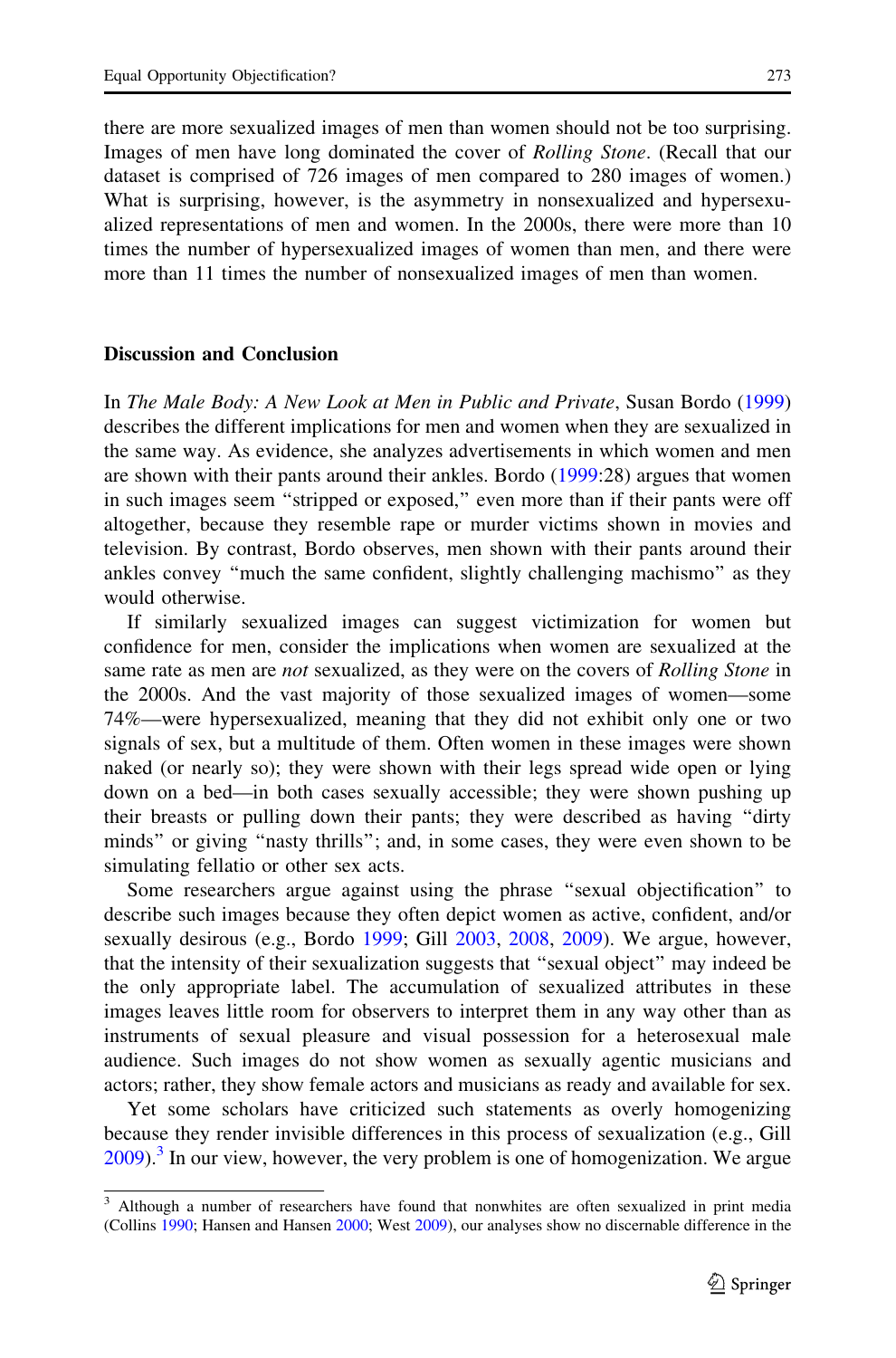there are more sexualized images of men than women should not be too surprising. Images of men have long dominated the cover of *Rolling Stone*. (Recall that our dataset is comprised of 726 images of men compared to 280 images of women.) What is surprising, however, is the asymmetry in nonsexualized and hypersexualized representations of men and women. In the 2000s, there were more than 10 times the number of hypersexualized images of women than men, and there were more than 11 times the number of nonsexualized images of men than women.

## Discussion and Conclusion

In *The Male Body: A New Look at Men in Public and Private*, Susan Bordo (1999) describes the different implications for men and women when they are sexualized in the same way. As evidence, she analyzes advertisements in which women and men are shown with their pants around their ankles. Bordo (1999:28) argues that women in such images seem "stripped or exposed," even more than if their pants were off altogether, because they resemble rape or murder victims shown in movies and television. By contrast, Bordo observes, men shown with their pants around their ankles convey "much the same confident, slightly challenging machismo" as they would otherwise.

If similarly sexualized images can suggest victimization for women but confidence for men, consider the implications when women are sexualized at the same rate as men are *not* sexualized, as they were on the covers of *Rolling Stone* in the 2000s. And the vast majority of those sexualized images of women—some 74%—were hypersexualized, meaning that they did not exhibit only one or two signals of sex, but a multitude of them. Often women in these images were shown naked (or nearly so); they were shown with their legs spread wide open or lying down on a bed—in both cases sexually accessible; they were shown pushing up their breasts or pulling down their pants; they were described as having "dirty minds" or giving "nasty thrills"; and, in some cases, they were even shown to be simulating fellatio or other sex acts.

Some researchers argue against using the phrase "sexual objectification" to describe such images because they often depict women as active, confident, and/or sexually desirous (e.g., Bordo 1999; Gill 2003, 2008, 2009). We argue, however, that the intensity of their sexualization suggests that "sexual object" may indeed be the only appropriate label. The accumulation of sexualized attributes in these images leaves little room for observers to interpret them in any way other than as instruments of sexual pleasure and visual possession for a heterosexual male audience. Such images do not show women as sexually agentic musicians and actors; rather, they show female actors and musicians as ready and available for sex.

Yet some scholars have criticized such statements as overly homogenizing because they render invisible differences in this process of sexualization (e.g., Gill 2009).[3] In our view, however, the very problem is one of homogenization. We argue

[3] Although a number of researchers have found that nonwhites are often sexualized in print media (Collins 1990; Hansen and Hansen 2000; West 2009), our analyses show no discernable difference in the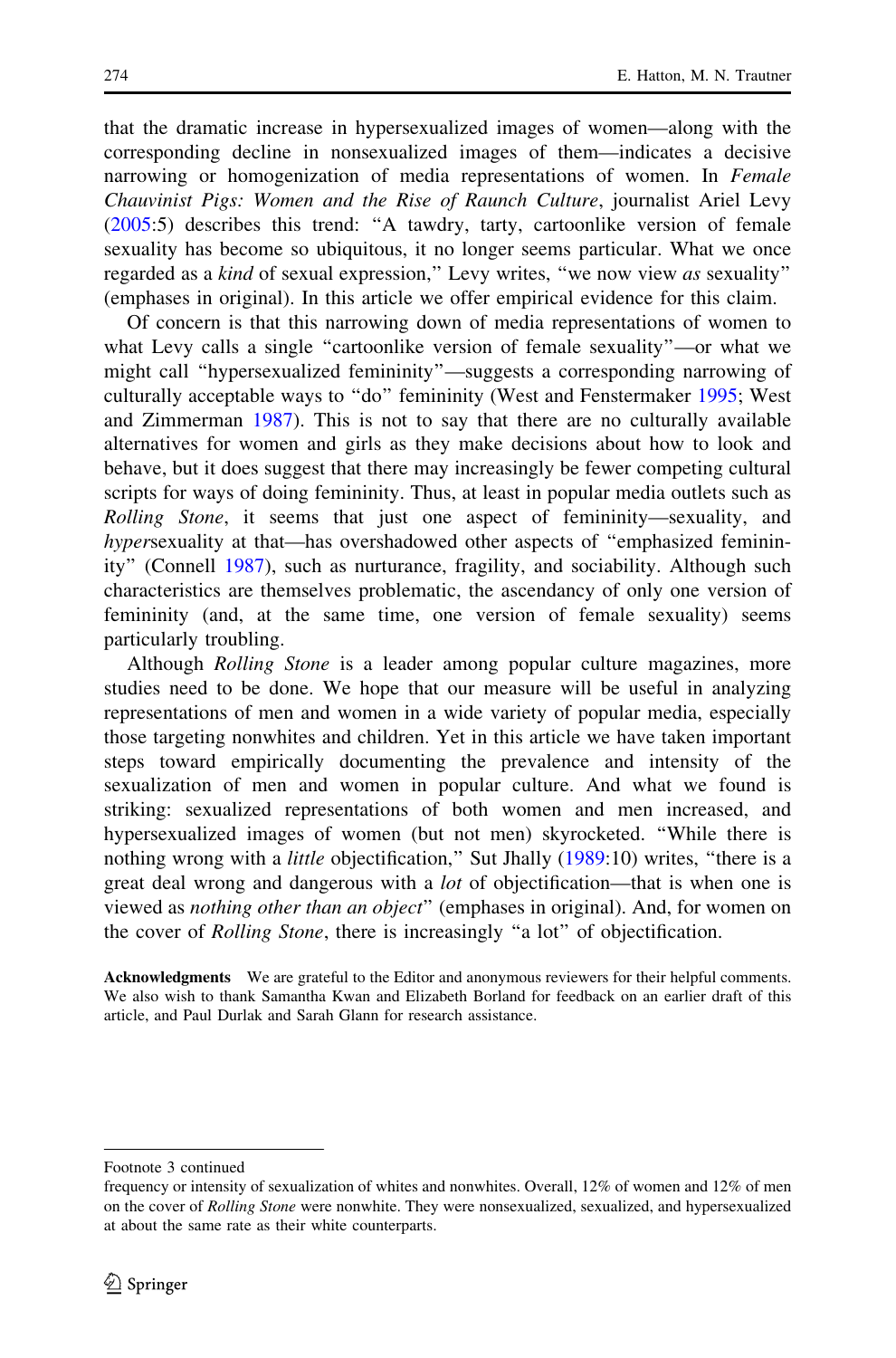that the dramatic increase in hypersexualized images of women—along with the corresponding decline in nonsexualized images of them—indicates a decisive narrowing or homogenization of media representations of women. In *Female Chauvinist Pigs: Women and the Rise of Raunch Culture*, journalist Ariel Levy (2005:5) describes this trend: "A tawdry, tarty, cartoonlike version of female sexuality has become so ubiquitous, it no longer seems particular. What we once regarded as a *kind* of sexual expression," Levy writes, "we now view *as* sexuality" (emphases in original). In this article we offer empirical evidence for this claim.

Of concern is that this narrowing down of media representations of women to what Levy calls a single "cartoonlike version of female sexuality"—or what we might call "hypersexualized femininity"—suggests a corresponding narrowing of culturally acceptable ways to "do" femininity (West and Fenstermaker 1995; West and Zimmerman 1987). This is not to say that there are no culturally available alternatives for women and girls as they make decisions about how to look and behave, but it does suggest that there may increasingly be fewer competing cultural scripts for ways of doing femininity. Thus, at least in popular media outlets such as *Rolling Stone*, it seems that just one aspect of femininity—sexuality, and *hyper*sexuality at that—has overshadowed other aspects of "emphasized femininity" (Connell 1987), such as nurturance, fragility, and sociability. Although such characteristics are themselves problematic, the ascendancy of only one version of femininity (and, at the same time, one version of female sexuality) seems particularly troubling.

Although *Rolling Stone* is a leader among popular culture magazines, more studies need to be done. We hope that our measure will be useful in analyzing representations of men and women in a wide variety of popular media, especially those targeting nonwhites and children. Yet in this article we have taken important steps toward empirically documenting the prevalence and intensity of the sexualization of men and women in popular culture. And what we found is striking: sexualized representations of both women and men increased, and hypersexualized images of women (but not men) skyrocketed. "While there is nothing wrong with a *little* objectification," Sut Jhally (1989:10) writes, "there is a great deal wrong and dangerous with a *lot* of objectification—that is when one is viewed as *nothing other than an object*" (emphases in original). And, for women on the cover of *Rolling Stone*, there is increasingly "a lot" of objectification.

**Acknowledgments** We are grateful to the Editor and anonymous reviewers for their helpful comments. We also wish to thank Samantha Kwan and Elizabeth Borland for feedback on an earlier draft of this article, and Paul Durlak and Sarah Glann for research assistance.

---

Footnote 3 continued
frequency or intensity of sexualization of whites and nonwhites. Overall, 12% of women and 12% of men on the cover of *Rolling Stone* were nonwhite. They were nonsexualized, sexualized, and hypersexualized at about the same rate as their white counterparts.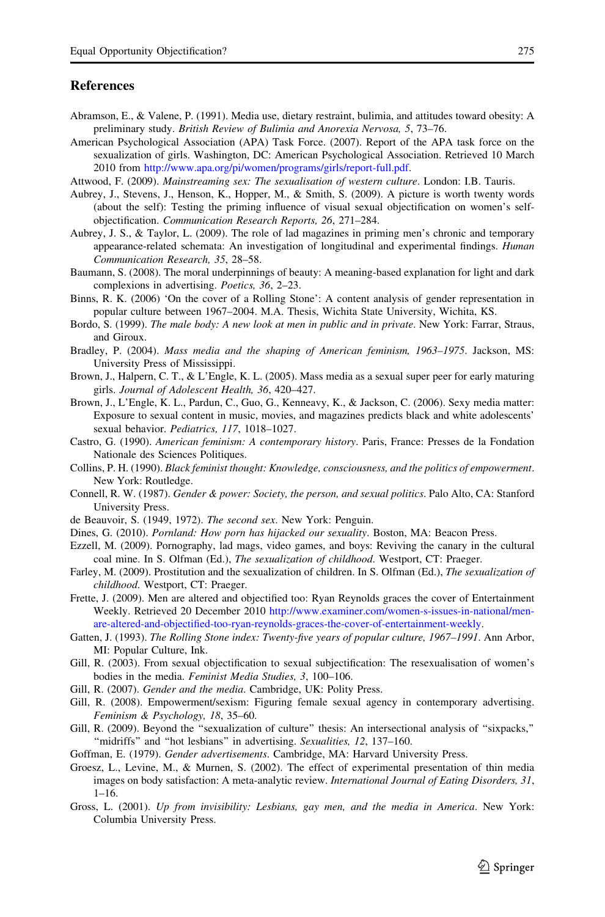## References

Abramson, E., & Valene, P. (1991). Media use, dietary restraint, bulimia, and attitudes toward obesity: A preliminary study. *British Review of Bulimia and Anorexia Nervosa, 5*, 73–76.

American Psychological Association (APA) Task Force. (2007). Report of the APA task force on the sexualization of girls. Washington, DC: American Psychological Association. Retrieved 10 March 2010 from http://www.apa.org/pi/women/programs/girls/report-full.pdf.

Attwood, F. (2009). *Mainstreaming sex: The sexualisation of western culture*. London: I.B. Tauris.

Aubrey, J., Stevens, J., Henson, K., Hopper, M., & Smith, S. (2009). A picture is worth twenty words (about the self): Testing the priming influence of visual sexual objectification on women's self-objectification. *Communication Research Reports, 26*, 271–284.

Aubrey, J. S., & Taylor, L. (2009). The role of lad magazines in priming men's chronic and temporary appearance-related schemata: An investigation of longitudinal and experimental findings. *Human Communication Research, 35*, 28–58.

Baumann, S. (2008). The moral underpinnings of beauty: A meaning-based explanation for light and dark complexions in advertising. *Poetics, 36*, 2–23.

Binns, R. K. (2006) 'On the cover of a Rolling Stone': A content analysis of gender representation in popular culture between 1967–2004. M.A. Thesis, Wichita State University, Wichita, KS.

Bordo, S. (1999). *The male body: A new look at men in public and in private*. New York: Farrar, Straus, and Giroux.

Bradley, P. (2004). *Mass media and the shaping of American feminism, 1963–1975*. Jackson, MS: University Press of Mississippi.

Brown, J., Halpern, C. T., & L'Engle, K. L. (2005). Mass media as a sexual super peer for early maturing girls. *Journal of Adolescent Health, 36*, 420–427.

Brown, J., L'Engle, K. L., Pardun, C., Guo, G., Kenneavy, K., & Jackson, C. (2006). Sexy media matter: Exposure to sexual content in music, movies, and magazines predicts black and white adolescents' sexual behavior. *Pediatrics, 117*, 1018–1027.

Castro, G. (1990). *American feminism: A contemporary history*. Paris, France: Presses de la Fondation Nationale des Sciences Politiques.

Collins, P. H. (1990). *Black feminist thought: Knowledge, consciousness, and the politics of empowerment*. New York: Routledge.

Connell, R. W. (1987). *Gender & power: Society, the person, and sexual politics*. Palo Alto, CA: Stanford University Press.

de Beauvoir, S. (1949, 1972). *The second sex*. New York: Penguin.

Dines, G. (2010). *Pornland: How porn has hijacked our sexuality*. Boston, MA: Beacon Press.

Ezzell, M. (2009). Pornography, lad mags, video games, and boys: Reviving the canary in the cultural coal mine. In S. Olfman (Ed.), *The sexualization of childhood*. Westport, CT: Praeger.

Farley, M. (2009). Prostitution and the sexualization of children. In S. Olfman (Ed.), *The sexualization of childhood*. Westport, CT: Praeger.

Frette, J. (2009). Men are altered and objectified too: Ryan Reynolds graces the cover of Entertainment Weekly. Retrieved 20 December 2010 http://www.examiner.com/women-s-issues-in-national/men-are-altered-and-objectified-too-ryan-reynolds-graces-the-cover-of-entertainment-weekly.

Gatten, J. (1993). *The Rolling Stone index: Twenty-five years of popular culture, 1967–1991*. Ann Arbor, MI: Popular Culture, Ink.

Gill, R. (2003). From sexual objectification to sexual subjectification: The resexualisation of women's bodies in the media. *Feminist Media Studies, 3*, 100–106.

Gill, R. (2007). *Gender and the media*. Cambridge, UK: Polity Press.

Gill, R. (2008). Empowerment/sexism: Figuring female sexual agency in contemporary advertising. *Feminism & Psychology, 18*, 35–60.

Gill, R. (2009). Beyond the "sexualization of culture" thesis: An intersectional analysis of "sixpacks," "midriffs" and "hot lesbians" in advertising. *Sexualities, 12*, 137–160.

Goffman, E. (1979). *Gender advertisements*. Cambridge, MA: Harvard University Press.

Groesz, L., Levine, M., & Murnen, S. (2002). The effect of experimental presentation of thin media images on body satisfaction: A meta-analytic review. *International Journal of Eating Disorders, 31*, 1–16.

Gross, L. (2001). *Up from invisibility: Lesbians, gay men, and the media in America*. New York: Columbia University Press.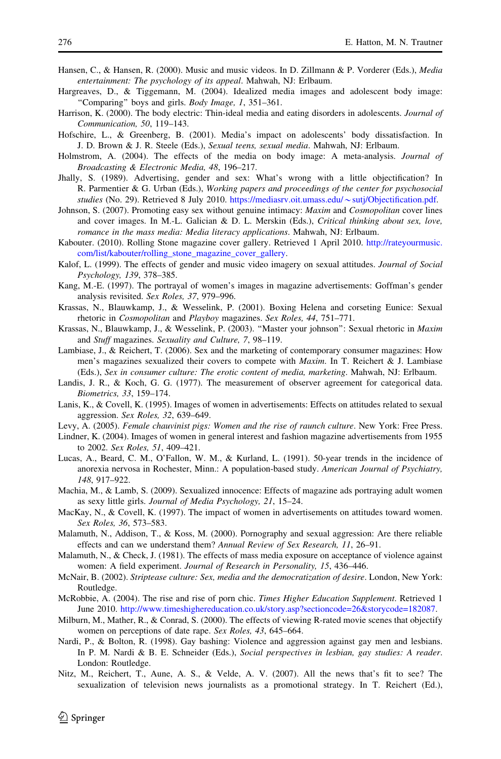Hansen, C., & Hansen, R. (2000). Music and music videos. In D. Zillmann & P. Vorderer (Eds.), *Media entertainment: The psychology of its appeal*. Mahwah, NJ: Erlbaum.

Hargreaves, D., & Tiggemann, M. (2004). Idealized media images and adolescent body image: "Comparing" boys and girls. *Body Image, 1*, 351–361.

Harrison, K. (2000). The body electric: Thin-ideal media and eating disorders in adolescents. *Journal of Communication, 50*, 119–143.

Hofschire, L., & Greenberg, B. (2001). Media's impact on adolescents' body dissatisfaction. In J. D. Brown & J. R. Steele (Eds.), *Sexual teens, sexual media*. Mahwah, NJ: Erlbaum.

Holmstrom, A. (2004). The effects of the media on body image: A meta-analysis. *Journal of Broadcasting & Electronic Media, 48*, 196–217.

Jhally, S. (1989). Advertising, gender and sex: What's wrong with a little objectification? In R. Parmentier & G. Urban (Eds.), *Working papers and proceedings of the center for psychosocial studies* (No. 29). Retrieved 8 July 2010. https://mediasrv.oit.umass.edu/~sutj/Objectification.pdf.

Johnson, S. (2007). Promoting easy sex without genuine intimacy: *Maxim* and *Cosmopolitan* cover lines and cover images. In M.-L. Galician & D. L. Merskin (Eds.), *Critical thinking about sex, love, romance in the mass media: Media literacy applications*. Mahwah, NJ: Erlbaum.

Kabouter. (2010). Rolling Stone magazine cover gallery. Retrieved 1 April 2010. http://rateyourmusic.com/list/kabouter/rolling_stone_magazine_cover_gallery.

Kalof, L. (1999). The effects of gender and music video imagery on sexual attitudes. *Journal of Social Psychology, 139*, 378–385.

Kang, M.-E. (1997). The portrayal of women's images in magazine advertisements: Goffman's gender analysis revisited. *Sex Roles, 37*, 979–996.

Krassas, N., Blauwkamp, J., & Wesselink, P. (2001). Boxing Helena and corseting Eunice: Sexual rhetoric in *Cosmopolitan* and *Playboy* magazines. *Sex Roles, 44*, 751–771.

Krassas, N., Blauwkamp, J., & Wesselink, P. (2003). "Master your johnson": Sexual rhetoric in *Maxim* and *Stuff* magazines. *Sexuality and Culture, 7*, 98–119.

Lambiase, J., & Reichert, T. (2006). Sex and the marketing of contemporary consumer magazines: How men's magazines sexualized their covers to compete with *Maxim*. In T. Reichert & J. Lambiase (Eds.), *Sex in consumer culture: The erotic content of media, marketing*. Mahwah, NJ: Erlbaum.

Landis, J. R., & Koch, G. G. (1977). The measurement of observer agreement for categorical data. *Biometrics, 33*, 159–174.

Lanis, K., & Covell, K. (1995). Images of women in advertisements: Effects on attitudes related to sexual aggression. *Sex Roles, 32*, 639–649.

Levy, A. (2005). *Female chauvinist pigs: Women and the rise of raunch culture*. New York: Free Press.

Lindner, K. (2004). Images of women in general interest and fashion magazine advertisements from 1955 to 2002. *Sex Roles, 51*, 409–421.

Lucas, A., Beard, C. M., O'Fallon, W. M., & Kurland, L. (1991). 50-year trends in the incidence of anorexia nervosa in Rochester, Minn.: A population-based study. *American Journal of Psychiatry, 148*, 917–922.

Machia, M., & Lamb, S. (2009). Sexualized innocence: Effects of magazine ads portraying adult women as sexy little girls. *Journal of Media Psychology, 21*, 15–24.

MacKay, N., & Covell, K. (1997). The impact of women in advertisements on attitudes toward women. *Sex Roles, 36*, 573–583.

Malamuth, N., Addison, T., & Koss, M. (2000). Pornography and sexual aggression: Are there reliable effects and can we understand them? *Annual Review of Sex Research, 11*, 26–91.

Malamuth, N., & Check, J. (1981). The effects of mass media exposure on acceptance of violence against women: A field experiment. *Journal of Research in Personality, 15*, 436–446.

McNair, B. (2002). *Striptease culture: Sex, media and the democratization of desire*. London, New York: Routledge.

McRobbie, A. (2004). The rise and rise of porn chic. *Times Higher Education Supplement*. Retrieved 1 June 2010. http://www.timeshighereducation.co.uk/story.asp?sectioncode=26&storycode=182087.

Milburn, M., Mather, R., & Conrad, S. (2000). The effects of viewing R-rated movie scenes that objectify women on perceptions of date rape. *Sex Roles, 43*, 645–664.

Nardi, P., & Bolton, R. (1998). Gay bashing: Violence and aggression against gay men and lesbians. In P. M. Nardi & B. E. Schneider (Eds.), *Social perspectives in lesbian, gay studies: A reader*. London: Routledge.

Nitz, M., Reichert, T., Aune, A. S., & Velde, A. V. (2007). All the news that's fit to see? The sexualization of television news journalists as a promotional strategy. In T. Reichert (Ed.),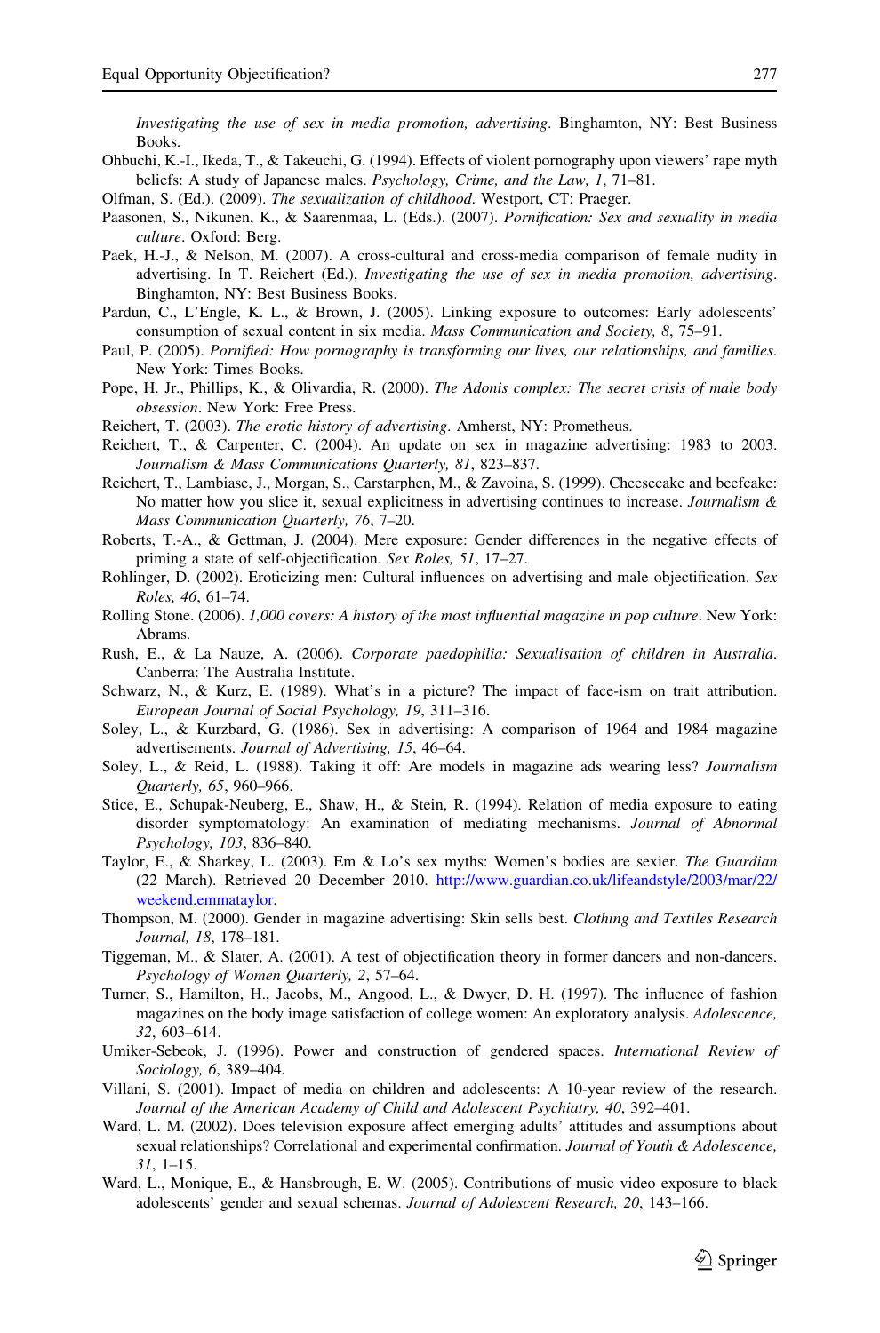*Investigating the use of sex in media promotion, advertising*. Binghamton, NY: Best Business Books.

Ohbuchi, K.-I., Ikeda, T., & Takeuchi, G. (1994). Effects of violent pornography upon viewers' rape myth beliefs: A study of Japanese males. *Psychology, Crime, and the Law, 1*, 71–81.

Olfman, S. (Ed.). (2009). *The sexualization of childhood*. Westport, CT: Praeger.

Paasonen, S., Nikunen, K., & Saarenmaa, L. (Eds.). (2007). *Pornification: Sex and sexuality in media culture*. Oxford: Berg.

Paek, H.-J., & Nelson, M. (2007). A cross-cultural and cross-media comparison of female nudity in advertising. In T. Reichert (Ed.), *Investigating the use of sex in media promotion, advertising*. Binghamton, NY: Best Business Books.

Pardun, C., L'Engle, K. L., & Brown, J. (2005). Linking exposure to outcomes: Early adolescents' consumption of sexual content in six media. *Mass Communication and Society, 8*, 75–91.

Paul, P. (2005). *Pornified: How pornography is transforming our lives, our relationships, and families*. New York: Times Books.

Pope, H. Jr., Phillips, K., & Olivardia, R. (2000). *The Adonis complex: The secret crisis of male body obsession*. New York: Free Press.

Reichert, T. (2003). *The erotic history of advertising*. Amherst, NY: Prometheus.

Reichert, T., & Carpenter, C. (2004). An update on sex in magazine advertising: 1983 to 2003. *Journalism & Mass Communications Quarterly, 81*, 823–837.

Reichert, T., Lambiase, J., Morgan, S., Carstarphen, M., & Zavoina, S. (1999). Cheesecake and beefcake: No matter how you slice it, sexual explicitness in advertising continues to increase. *Journalism & Mass Communication Quarterly, 76*, 7–20.

Roberts, T.-A., & Gettman, J. (2004). Mere exposure: Gender differences in the negative effects of priming a state of self-objectification. *Sex Roles, 51*, 17–27.

Rohlinger, D. (2002). Eroticizing men: Cultural influences on advertising and male objectification. *Sex Roles, 46*, 61–74.

Rolling Stone. (2006). *1,000 covers: A history of the most influential magazine in pop culture*. New York: Abrams.

Rush, E., & La Nauze, A. (2006). *Corporate paedophilia: Sexualisation of children in Australia*. Canberra: The Australia Institute.

Schwarz, N., & Kurz, E. (1989). What's in a picture? The impact of face-ism on trait attribution. *European Journal of Social Psychology, 19*, 311–316.

Soley, L., & Kurzbard, G. (1986). Sex in advertising: A comparison of 1964 and 1984 magazine advertisements. *Journal of Advertising, 15*, 46–64.

Soley, L., & Reid, L. (1988). Taking it off: Are models in magazine ads wearing less? *Journalism Quarterly, 65*, 960–966.

Stice, E., Schupak-Neuberg, E., Shaw, H., & Stein, R. (1994). Relation of media exposure to eating disorder symptomatology: An examination of mediating mechanisms. *Journal of Abnormal Psychology, 103*, 836–840.

Taylor, E., & Sharkey, L. (2003). Em & Lo's sex myths: Women's bodies are sexier. *The Guardian* (22 March). Retrieved 20 December 2010. http://www.guardian.co.uk/lifeandstyle/2003/mar/22/weekend.emmataylor.

Thompson, M. (2000). Gender in magazine advertising: Skin sells best. *Clothing and Textiles Research Journal, 18*, 178–181.

Tiggeman, M., & Slater, A. (2001). A test of objectification theory in former dancers and non-dancers. *Psychology of Women Quarterly, 2*, 57–64.

Turner, S., Hamilton, H., Jacobs, M., Angood, L., & Dwyer, D. H. (1997). The influence of fashion magazines on the body image satisfaction of college women: An exploratory analysis. *Adolescence, 32*, 603–614.

Umiker-Sebeok, J. (1996). Power and construction of gendered spaces. *International Review of Sociology, 6*, 389–404.

Villani, S. (2001). Impact of media on children and adolescents: A 10-year review of the research. *Journal of the American Academy of Child and Adolescent Psychiatry, 40*, 392–401.

Ward, L. M. (2002). Does television exposure affect emerging adults' attitudes and assumptions about sexual relationships? Correlational and experimental confirmation. *Journal of Youth & Adolescence, 31*, 1–15.

Ward, L., Monique, E., & Hansbrough, E. W. (2005). Contributions of music video exposure to black adolescents' gender and sexual schemas. *Journal of Adolescent Research, 20*, 143–166.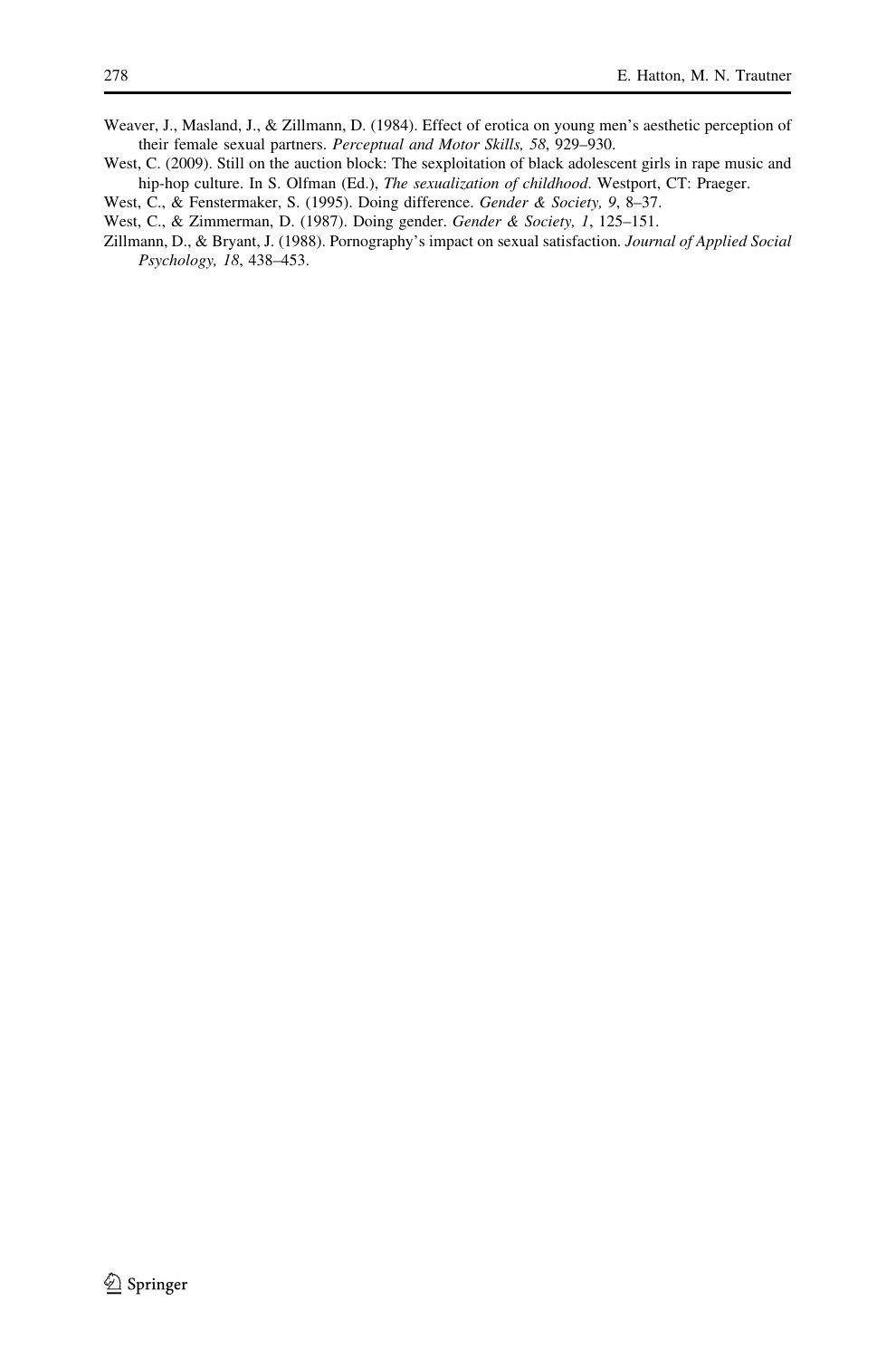Weaver, J., Masland, J., & Zillmann, D. (1984). Effect of erotica on young men's aesthetic perception of their female sexual partners. *Perceptual and Motor Skills, 58*, 929–930.

West, C. (2009). Still on the auction block: The sexploitation of black adolescent girls in rape music and hip-hop culture. In S. Olfman (Ed.), *The sexualization of childhood*. Westport, CT: Praeger.

West, C., & Fenstermaker, S. (1995). Doing difference. *Gender & Society, 9*, 8–37.

West, C., & Zimmerman, D. (1987). Doing gender. *Gender & Society, 1*, 125–151.

Zillmann, D., & Bryant, J. (1988). Pornography's impact on sexual satisfaction. *Journal of Applied Social Psychology, 18*, 438–453.